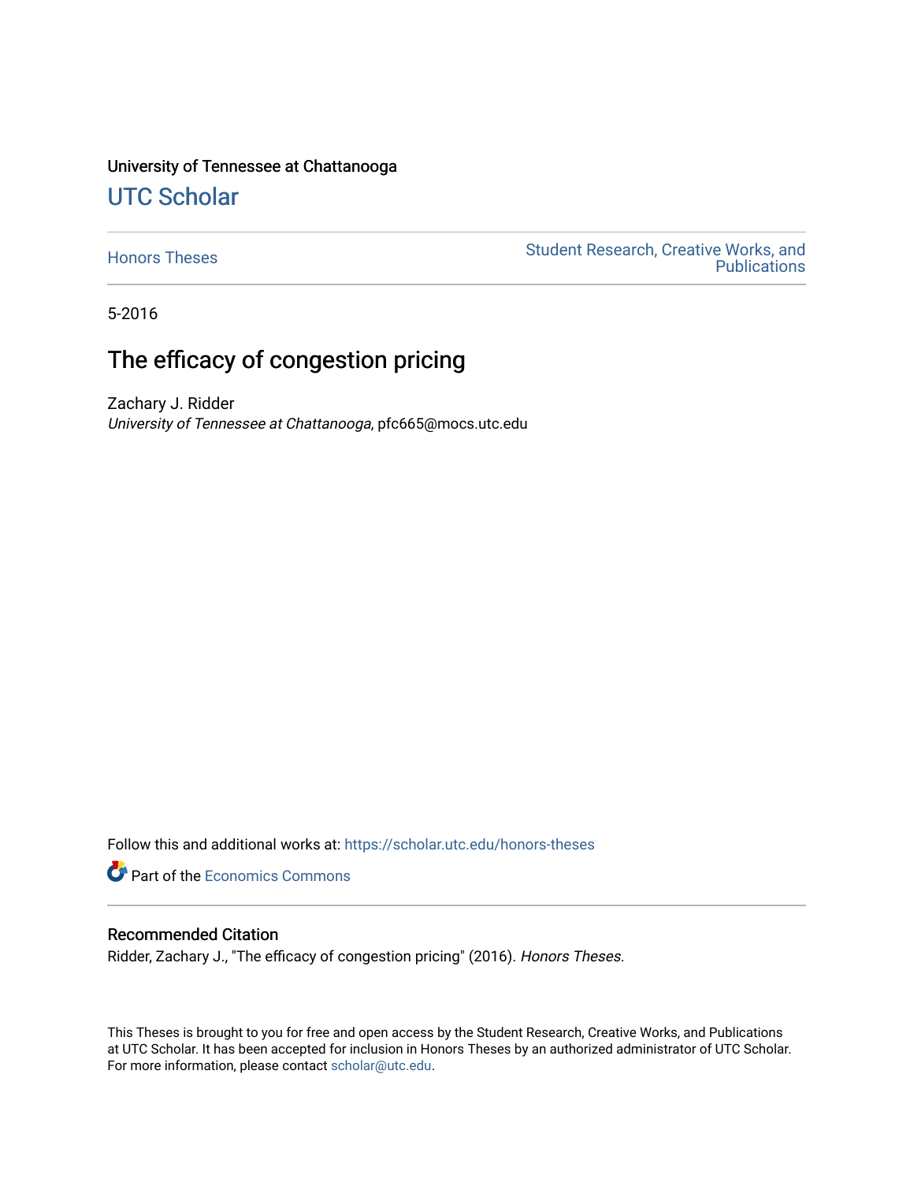University of Tennessee at Chattanooga

# UTC Scholar

Honors Theses

Student Research, Creative Works, and Publications

5-2016

## The efficacy of congestion pricing

Zachary J. Ridder
*University of Tennessee at Chattanooga*, pfc665@mocs.utc.edu

Follow this and additional works at: https://scholar.utc.edu/honors-theses

Part of the Economics Commons

### Recommended Citation

Ridder, Zachary J., "The efficacy of congestion pricing" (2016). *Honors Theses.*

This Theses is brought to you for free and open access by the Student Research, Creative Works, and Publications at UTC Scholar. It has been accepted for inclusion in Honors Theses by an authorized administrator of UTC Scholar. For more information, please contact scholar@utc.edu.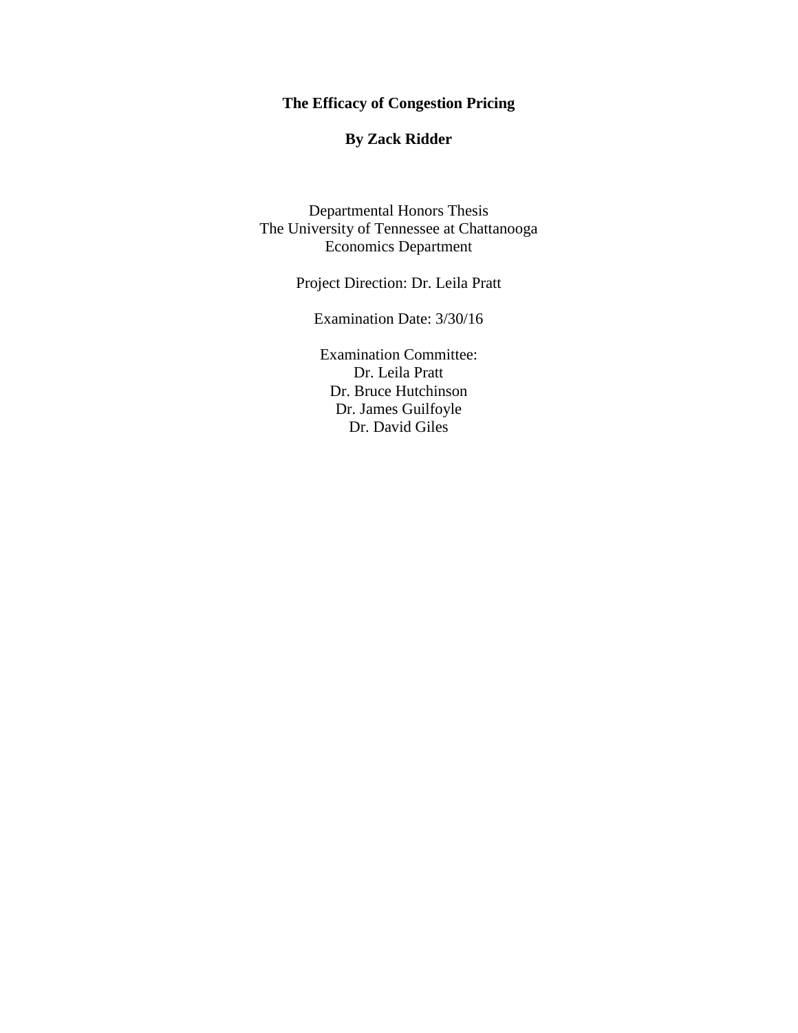**The Efficacy of Congestion Pricing**

**By Zack Ridder**

Departmental Honors Thesis
The University of Tennessee at Chattanooga
Economics Department

Project Direction: Dr. Leila Pratt

Examination Date: 3/30/16

Examination Committee:
Dr. Leila Pratt
Dr. Bruce Hutchinson
Dr. James Guilfoyle
Dr. David Giles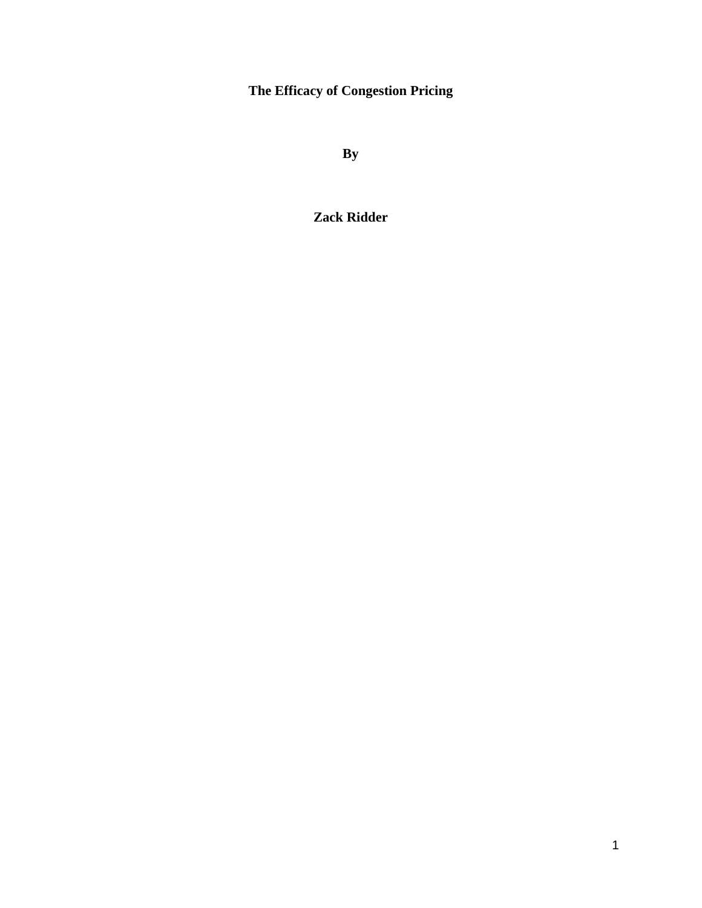**The Efficacy of Congestion Pricing**

**By**

**Zack Ridder**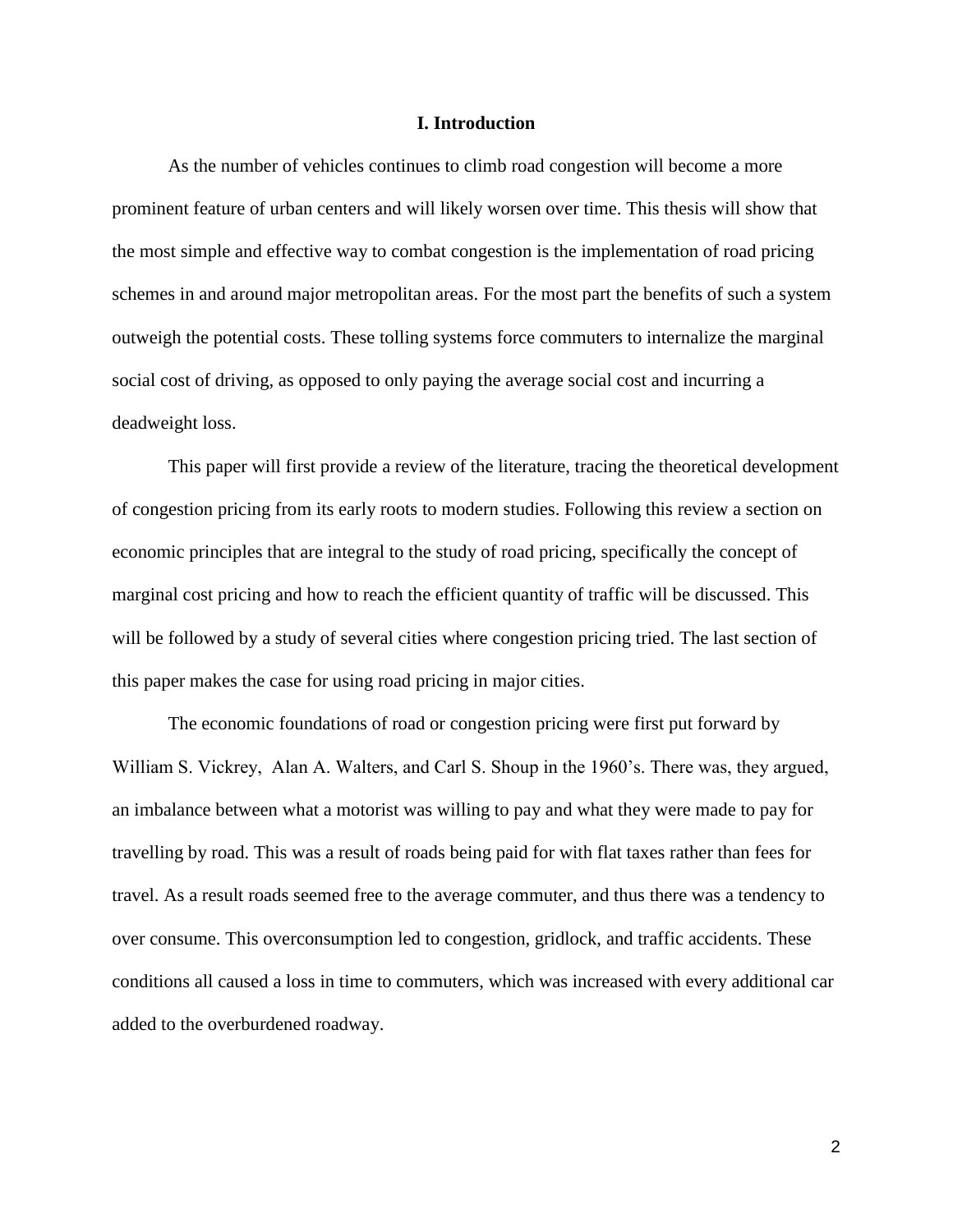## I. Introduction

As the number of vehicles continues to climb road congestion will become a more prominent feature of urban centers and will likely worsen over time. This thesis will show that the most simple and effective way to combat congestion is the implementation of road pricing schemes in and around major metropolitan areas. For the most part the benefits of such a system outweigh the potential costs. These tolling systems force commuters to internalize the marginal social cost of driving, as opposed to only paying the average social cost and incurring a deadweight loss.

This paper will first provide a review of the literature, tracing the theoretical development of congestion pricing from its early roots to modern studies. Following this review a section on economic principles that are integral to the study of road pricing, specifically the concept of marginal cost pricing and how to reach the efficient quantity of traffic will be discussed. This will be followed by a study of several cities where congestion pricing tried. The last section of this paper makes the case for using road pricing in major cities.

The economic foundations of road or congestion pricing were first put forward by William S. Vickrey, Alan A. Walters, and Carl S. Shoup in the 1960's. There was, they argued, an imbalance between what a motorist was willing to pay and what they were made to pay for travelling by road. This was a result of roads being paid for with flat taxes rather than fees for travel. As a result roads seemed free to the average commuter, and thus there was a tendency to over consume. This overconsumption led to congestion, gridlock, and traffic accidents. These conditions all caused a loss in time to commuters, which was increased with every additional car added to the overburdened roadway.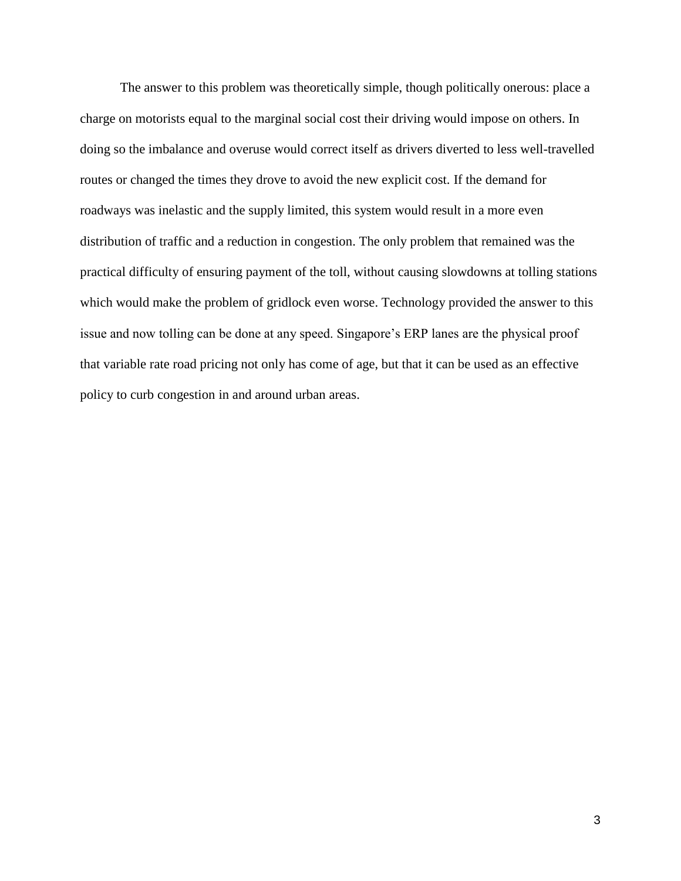The answer to this problem was theoretically simple, though politically onerous: place a charge on motorists equal to the marginal social cost their driving would impose on others. In doing so the imbalance and overuse would correct itself as drivers diverted to less well-travelled routes or changed the times they drove to avoid the new explicit cost. If the demand for roadways was inelastic and the supply limited, this system would result in a more even distribution of traffic and a reduction in congestion. The only problem that remained was the practical difficulty of ensuring payment of the toll, without causing slowdowns at tolling stations which would make the problem of gridlock even worse. Technology provided the answer to this issue and now tolling can be done at any speed. Singapore's ERP lanes are the physical proof that variable rate road pricing not only has come of age, but that it can be used as an effective policy to curb congestion in and around urban areas.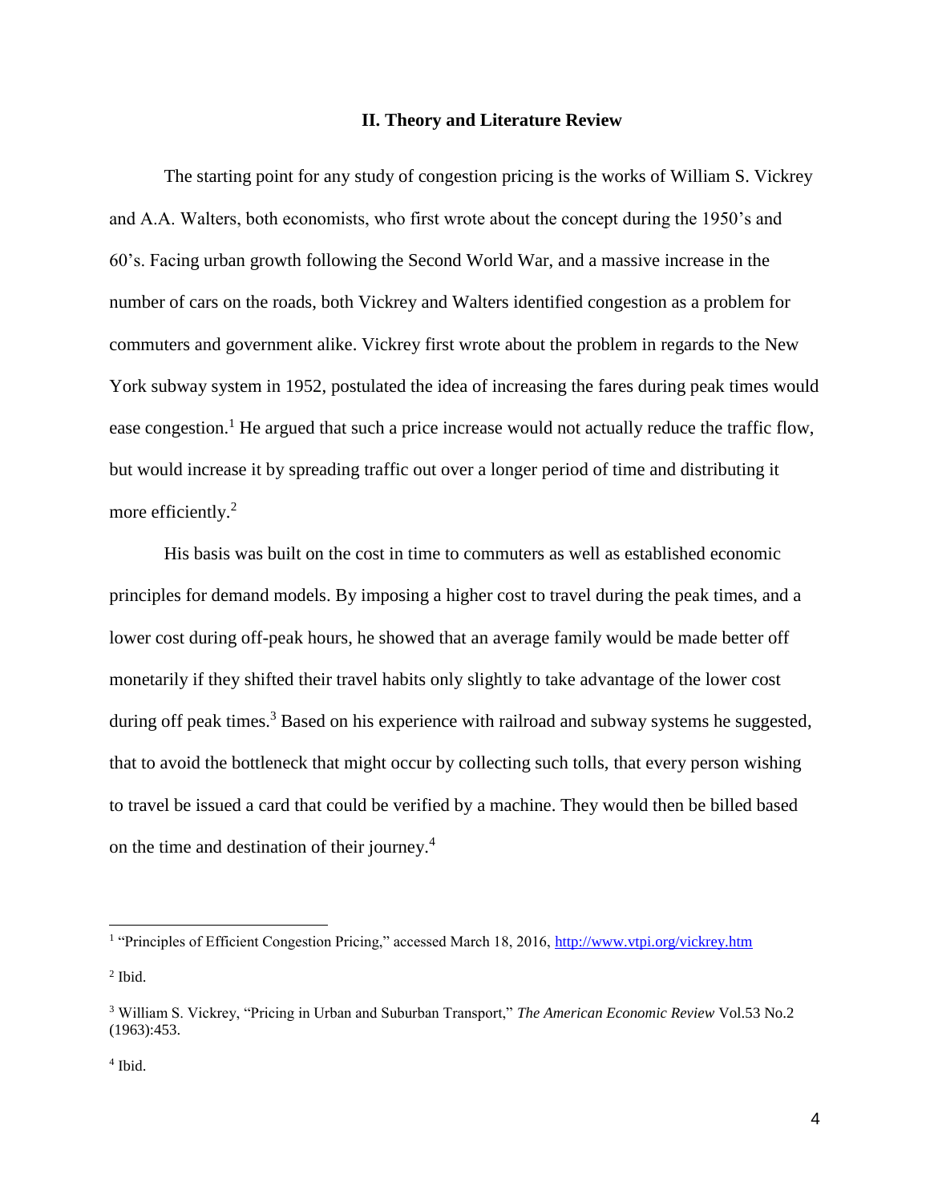## II. Theory and Literature Review

The starting point for any study of congestion pricing is the works of William S. Vickrey and A.A. Walters, both economists, who first wrote about the concept during the 1950's and 60's. Facing urban growth following the Second World War, and a massive increase in the number of cars on the roads, both Vickrey and Walters identified congestion as a problem for commuters and government alike. Vickrey first wrote about the problem in regards to the New York subway system in 1952, postulated the idea of increasing the fares during peak times would ease congestion.[1] He argued that such a price increase would not actually reduce the traffic flow, but would increase it by spreading traffic out over a longer period of time and distributing it more efficiently.[2]

His basis was built on the cost in time to commuters as well as established economic principles for demand models. By imposing a higher cost to travel during the peak times, and a lower cost during off-peak hours, he showed that an average family would be made better off monetarily if they shifted their travel habits only slightly to take advantage of the lower cost during off peak times.[3] Based on his experience with railroad and subway systems he suggested, that to avoid the bottleneck that might occur by collecting such tolls, that every person wishing to travel be issued a card that could be verified by a machine. They would then be billed based on the time and destination of their journey.[4]

---

[1] "Principles of Efficient Congestion Pricing," accessed March 18, 2016, http://www.vtpi.org/vickrey.htm

[2] Ibid.

[3] William S. Vickrey, "Pricing in Urban and Suburban Transport," *The American Economic Review* Vol.53 No.2 (1963):453.

[4] Ibid.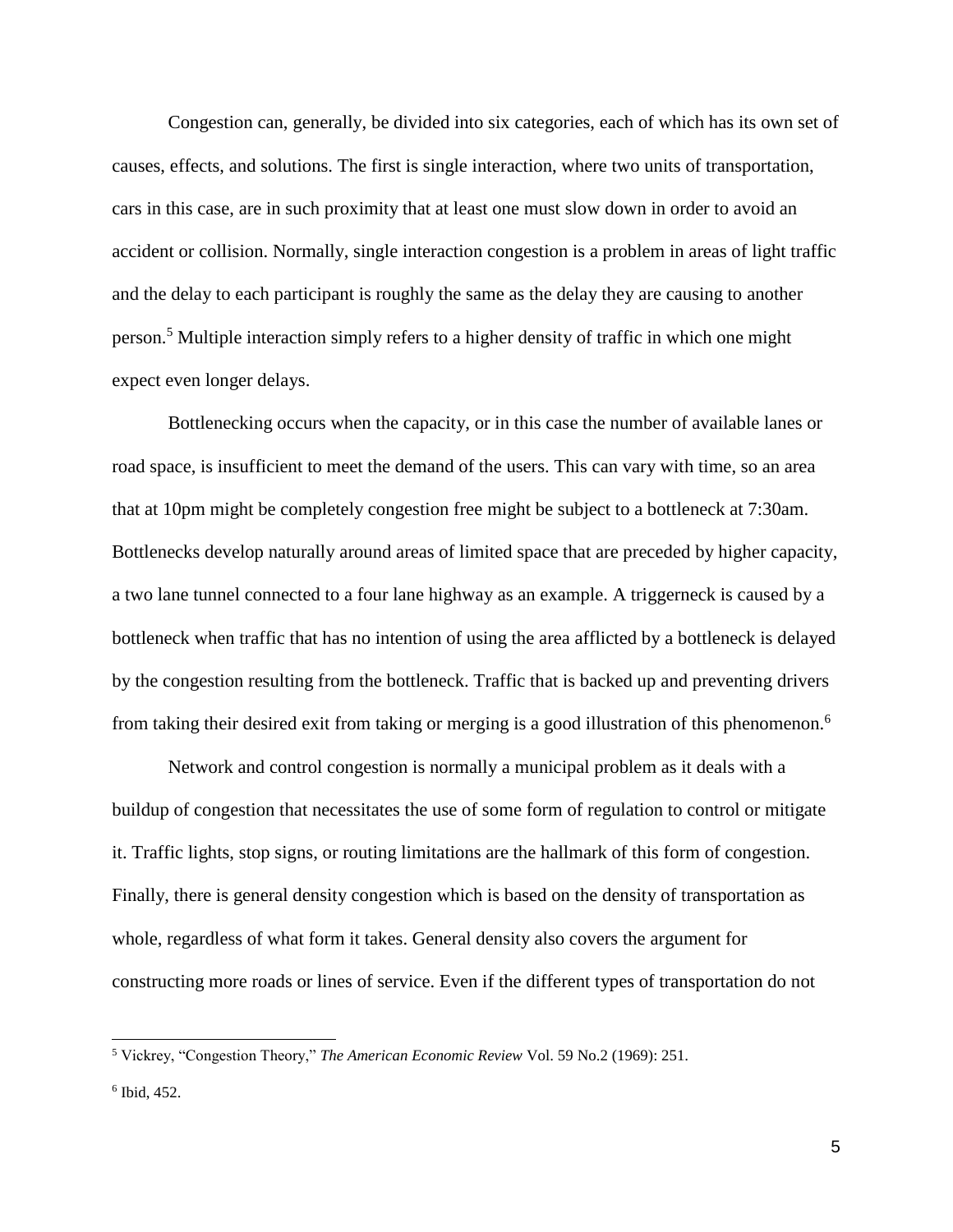Congestion can, generally, be divided into six categories, each of which has its own set of causes, effects, and solutions. The first is single interaction, where two units of transportation, cars in this case, are in such proximity that at least one must slow down in order to avoid an accident or collision. Normally, single interaction congestion is a problem in areas of light traffic and the delay to each participant is roughly the same as the delay they are causing to another person.[5] Multiple interaction simply refers to a higher density of traffic in which one might expect even longer delays.

Bottlenecking occurs when the capacity, or in this case the number of available lanes or road space, is insufficient to meet the demand of the users. This can vary with time, so an area that at 10pm might be completely congestion free might be subject to a bottleneck at 7:30am. Bottlenecks develop naturally around areas of limited space that are preceded by higher capacity, a two lane tunnel connected to a four lane highway as an example. A triggerneck is caused by a bottleneck when traffic that has no intention of using the area afflicted by a bottleneck is delayed by the congestion resulting from the bottleneck. Traffic that is backed up and preventing drivers from taking their desired exit from taking or merging is a good illustration of this phenomenon.[6]

Network and control congestion is normally a municipal problem as it deals with a buildup of congestion that necessitates the use of some form of regulation to control or mitigate it. Traffic lights, stop signs, or routing limitations are the hallmark of this form of congestion. Finally, there is general density congestion which is based on the density of transportation as whole, regardless of what form it takes. General density also covers the argument for constructing more roads or lines of service. Even if the different types of transportation do not

---

[5] Vickrey, "Congestion Theory," *The American Economic Review* Vol. 59 No.2 (1969): 251.

[6] Ibid, 452.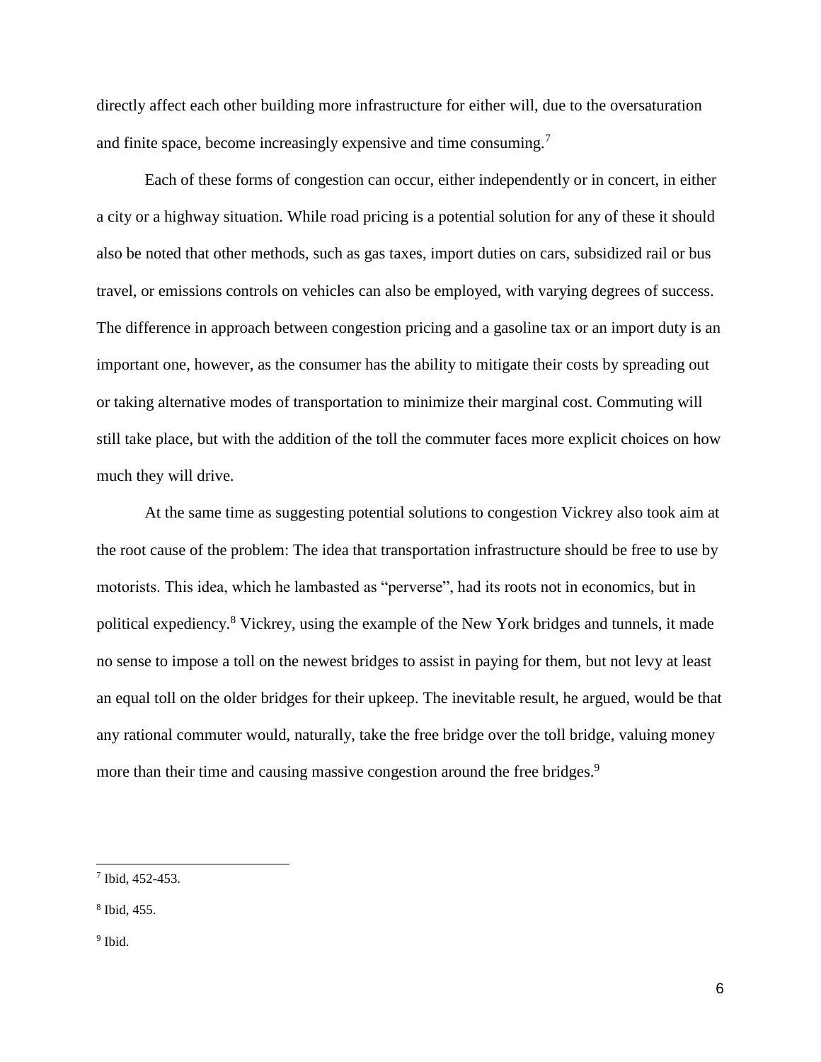directly affect each other building more infrastructure for either will, due to the oversaturation and finite space, become increasingly expensive and time consuming.[7]

Each of these forms of congestion can occur, either independently or in concert, in either a city or a highway situation. While road pricing is a potential solution for any of these it should also be noted that other methods, such as gas taxes, import duties on cars, subsidized rail or bus travel, or emissions controls on vehicles can also be employed, with varying degrees of success. The difference in approach between congestion pricing and a gasoline tax or an import duty is an important one, however, as the consumer has the ability to mitigate their costs by spreading out or taking alternative modes of transportation to minimize their marginal cost. Commuting will still take place, but with the addition of the toll the commuter faces more explicit choices on how much they will drive.

At the same time as suggesting potential solutions to congestion Vickrey also took aim at the root cause of the problem: The idea that transportation infrastructure should be free to use by motorists. This idea, which he lambasted as "perverse", had its roots not in economics, but in political expediency.[8] Vickrey, using the example of the New York bridges and tunnels, it made no sense to impose a toll on the newest bridges to assist in paying for them, but not levy at least an equal toll on the older bridges for their upkeep. The inevitable result, he argued, would be that any rational commuter would, naturally, take the free bridge over the toll bridge, valuing money more than their time and causing massive congestion around the free bridges.[9]

---

[7] Ibid, 452-453.

[8] Ibid, 455.

[9] Ibid.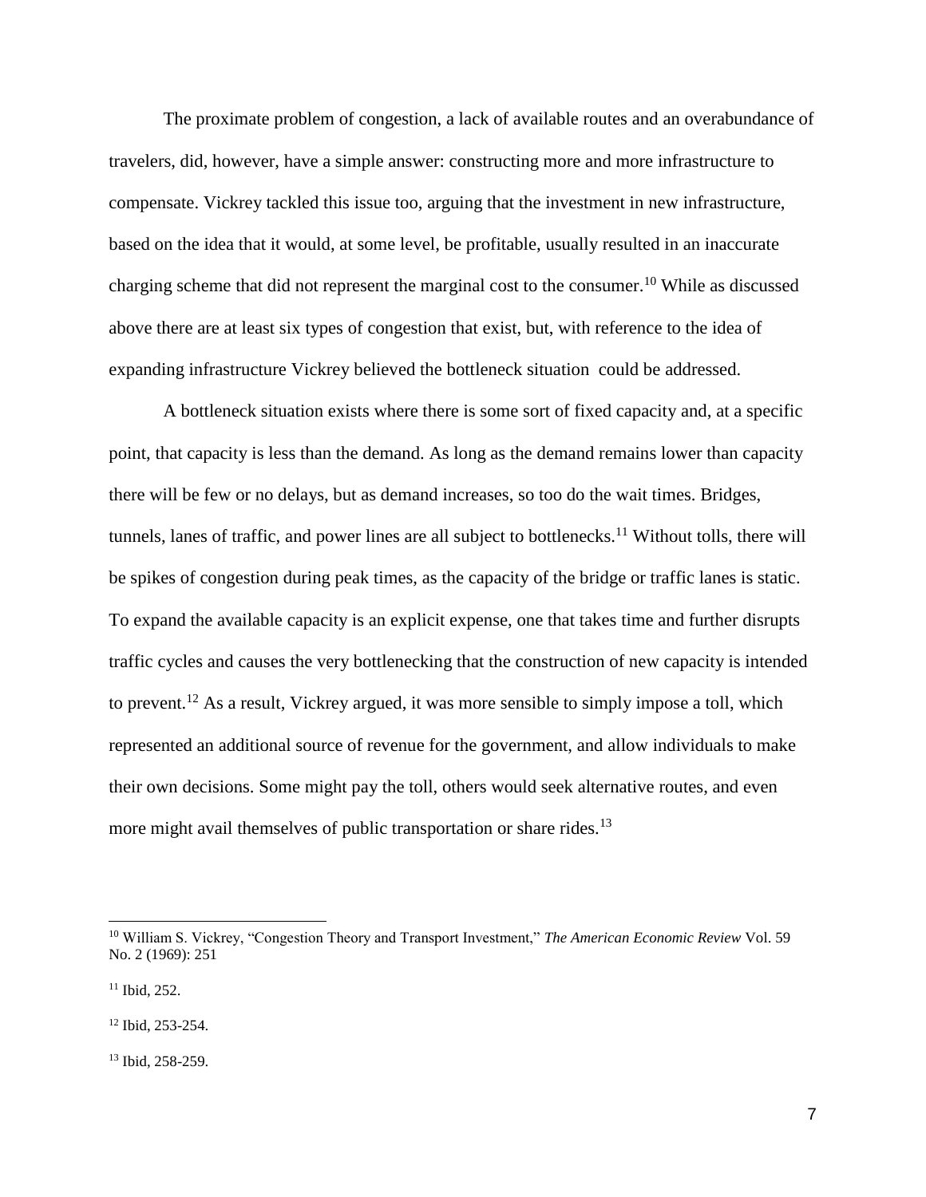The proximate problem of congestion, a lack of available routes and an overabundance of travelers, did, however, have a simple answer: constructing more and more infrastructure to compensate. Vickrey tackled this issue too, arguing that the investment in new infrastructure, based on the idea that it would, at some level, be profitable, usually resulted in an inaccurate charging scheme that did not represent the marginal cost to the consumer.[10] While as discussed above there are at least six types of congestion that exist, but, with reference to the idea of expanding infrastructure Vickrey believed the bottleneck situation could be addressed.

A bottleneck situation exists where there is some sort of fixed capacity and, at a specific point, that capacity is less than the demand. As long as the demand remains lower than capacity there will be few or no delays, but as demand increases, so too do the wait times. Bridges, tunnels, lanes of traffic, and power lines are all subject to bottlenecks.[11] Without tolls, there will be spikes of congestion during peak times, as the capacity of the bridge or traffic lanes is static. To expand the available capacity is an explicit expense, one that takes time and further disrupts traffic cycles and causes the very bottlenecking that the construction of new capacity is intended to prevent.[12] As a result, Vickrey argued, it was more sensible to simply impose a toll, which represented an additional source of revenue for the government, and allow individuals to make their own decisions. Some might pay the toll, others would seek alternative routes, and even more might avail themselves of public transportation or share rides.[13]

---

[10] William S. Vickrey, "Congestion Theory and Transport Investment," *The American Economic Review* Vol. 59 No. 2 (1969): 251

[11] Ibid, 252.

[12] Ibid, 253-254.

[13] Ibid, 258-259.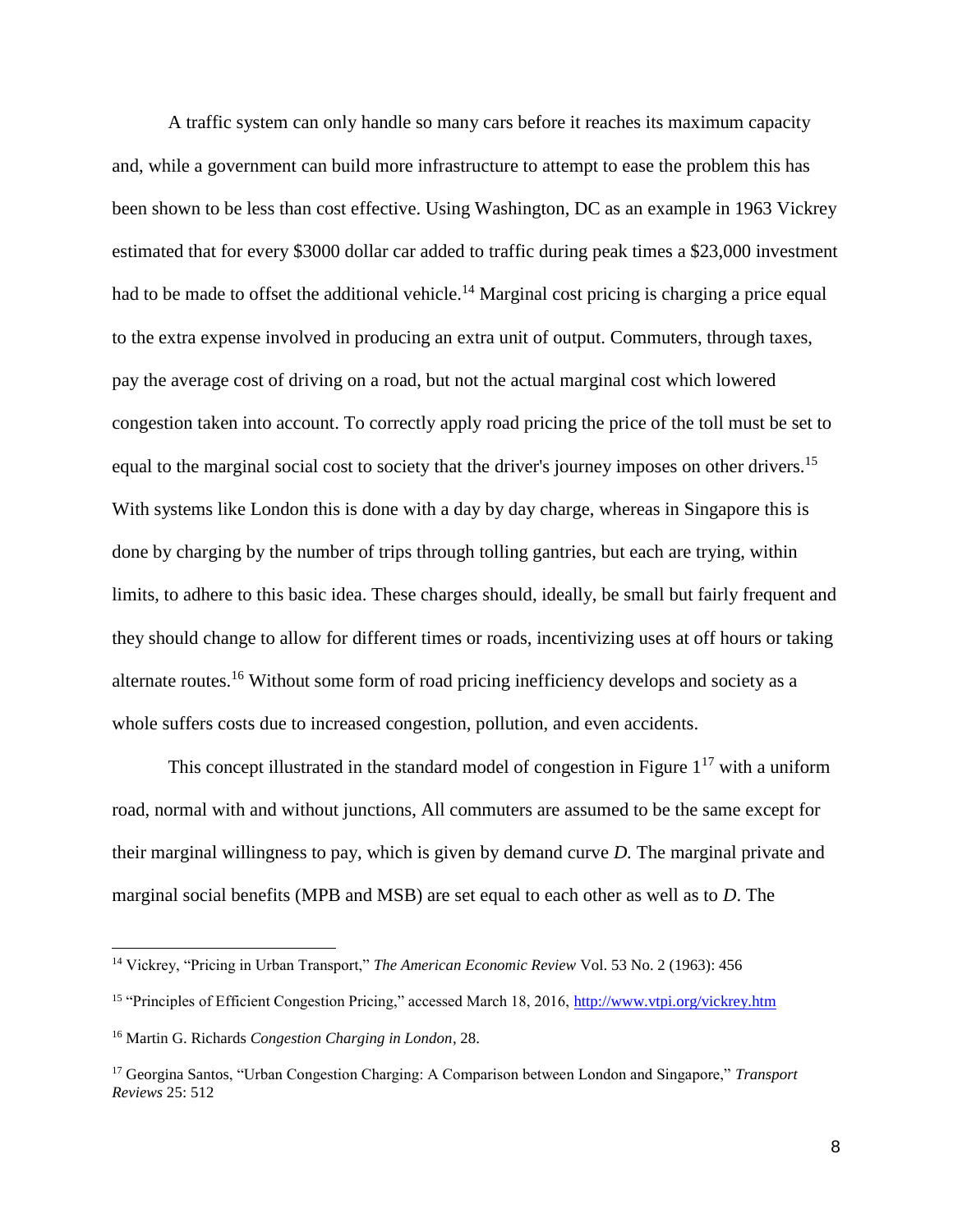A traffic system can only handle so many cars before it reaches its maximum capacity and, while a government can build more infrastructure to attempt to ease the problem this has been shown to be less than cost effective. Using Washington, DC as an example in 1963 Vickrey estimated that for every $3000 dollar car added to traffic during peak times a $23,000 investment had to be made to offset the additional vehicle.[14] Marginal cost pricing is charging a price equal to the extra expense involved in producing an extra unit of output. Commuters, through taxes, pay the average cost of driving on a road, but not the actual marginal cost which lowered congestion taken into account. To correctly apply road pricing the price of the toll must be set to equal to the marginal social cost to society that the driver's journey imposes on other drivers.[15] With systems like London this is done with a day by day charge, whereas in Singapore this is done by charging by the number of trips through tolling gantries, but each are trying, within limits, to adhere to this basic idea. These charges should, ideally, be small but fairly frequent and they should change to allow for different times or roads, incentivizing uses at off hours or taking alternate routes.[16] Without some form of road pricing inefficiency develops and society as a whole suffers costs due to increased congestion, pollution, and even accidents.

This concept illustrated in the standard model of congestion in Figure 1[17] with a uniform road, normal with and without junctions, All commuters are assumed to be the same except for their marginal willingness to pay, which is given by demand curve *D.* The marginal private and marginal social benefits (MPB and MSB) are set equal to each other as well as to *D*. The

---

[14] Vickrey, "Pricing in Urban Transport," *The American Economic Review* Vol. 53 No. 2 (1963): 456

[15] "Principles of Efficient Congestion Pricing," accessed March 18, 2016, http://www.vtpi.org/vickrey.htm

[16] Martin G. Richards *Congestion Charging in London*, 28.

[17] Georgina Santos, "Urban Congestion Charging: A Comparison between London and Singapore," *Transport Reviews* 25: 512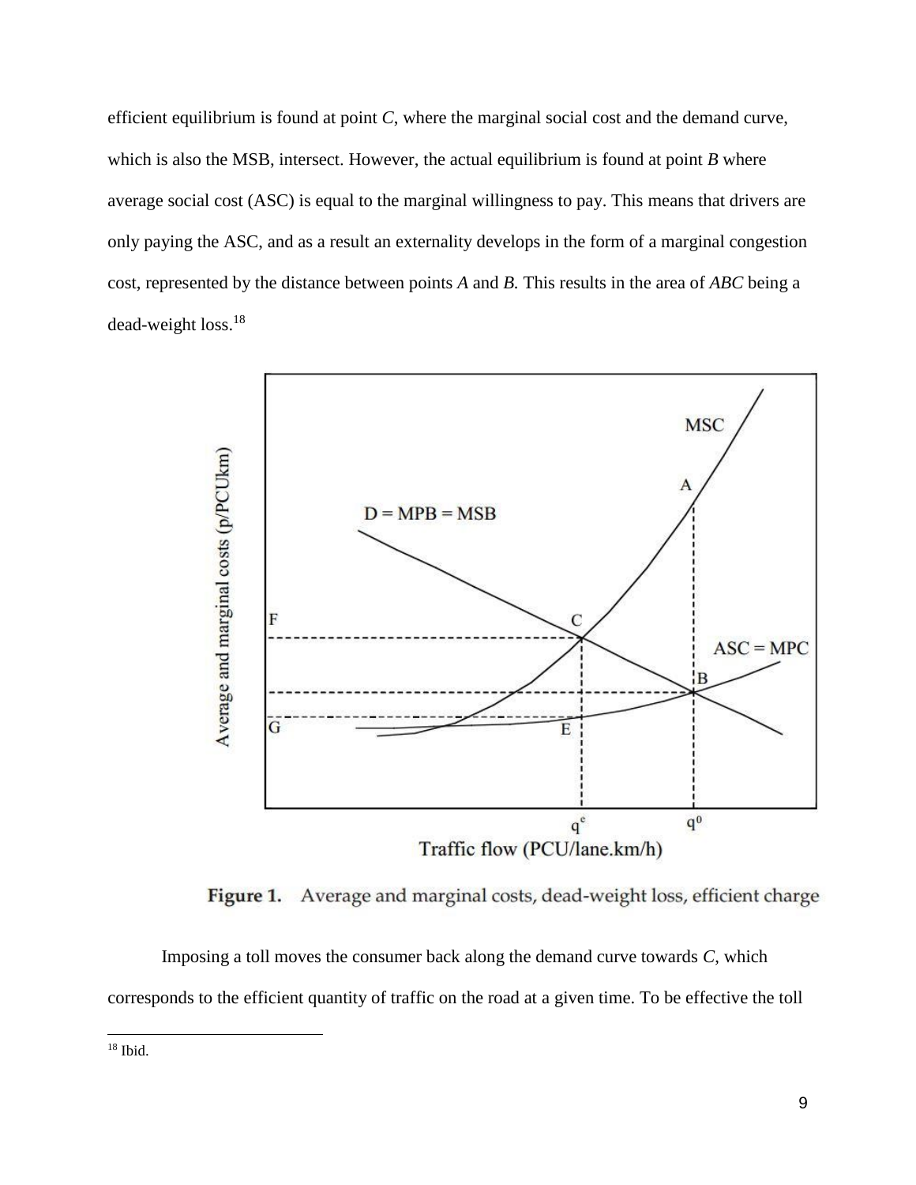efficient equilibrium is found at point *C*, where the marginal social cost and the demand curve, which is also the MSB, intersect. However, the actual equilibrium is found at point *B* where average social cost (ASC) is equal to the marginal willingness to pay. This means that drivers are only paying the ASC, and as a result an externality develops in the form of a marginal congestion cost, represented by the distance between points *A* and *B.* This results in the area of *ABC* being a dead-weight loss.[18]

**Figure 1.** Average and marginal costs, dead-weight loss, efficient charge

Imposing a toll moves the consumer back along the demand curve towards *C*, which corresponds to the efficient quantity of traffic on the road at a given time. To be effective the toll

[18] Ibid.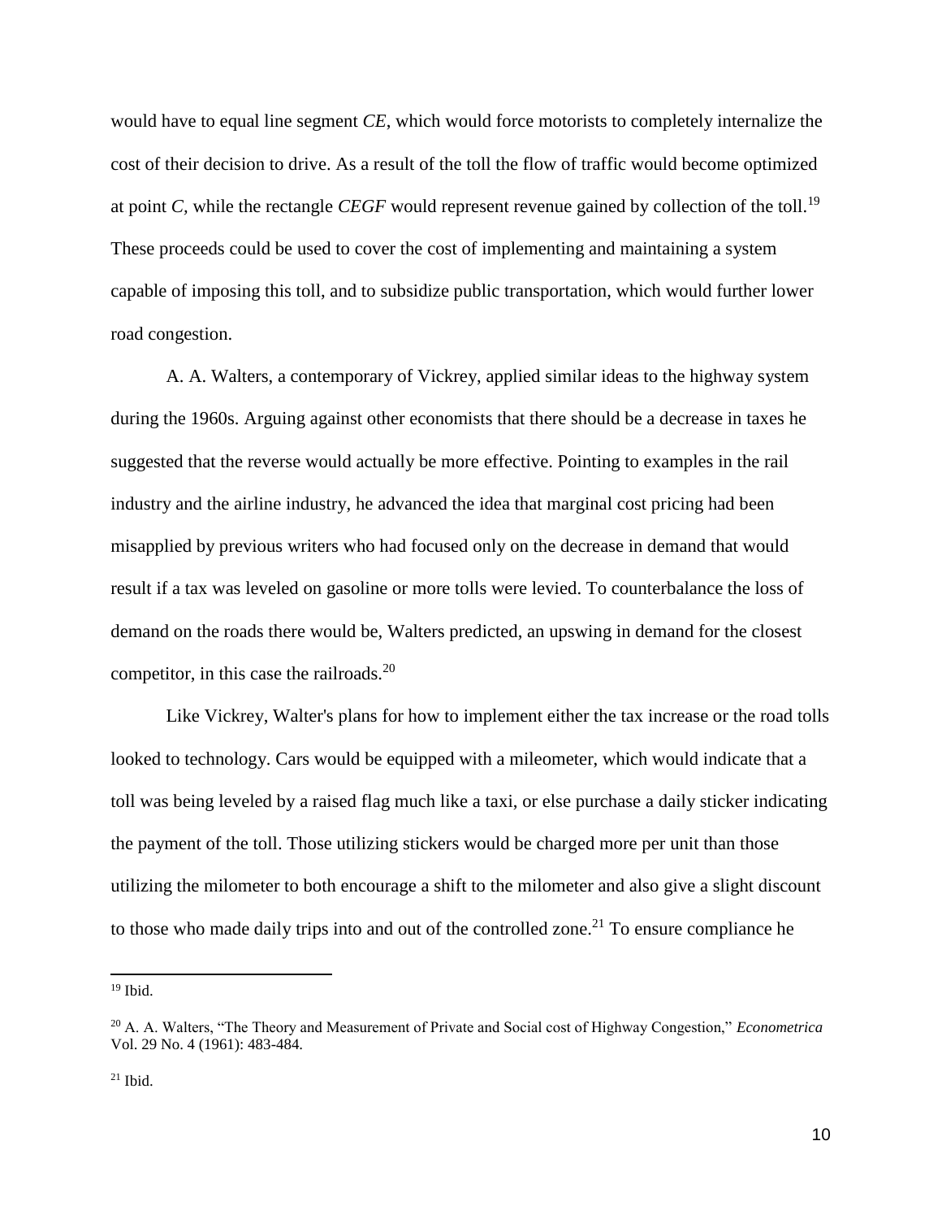would have to equal line segment *CE*, which would force motorists to completely internalize the cost of their decision to drive. As a result of the toll the flow of traffic would become optimized at point *C,* while the rectangle *CEGF* would represent revenue gained by collection of the toll.[19] These proceeds could be used to cover the cost of implementing and maintaining a system capable of imposing this toll, and to subsidize public transportation, which would further lower road congestion.

A. A. Walters, a contemporary of Vickrey, applied similar ideas to the highway system during the 1960s. Arguing against other economists that there should be a decrease in taxes he suggested that the reverse would actually be more effective. Pointing to examples in the rail industry and the airline industry, he advanced the idea that marginal cost pricing had been misapplied by previous writers who had focused only on the decrease in demand that would result if a tax was leveled on gasoline or more tolls were levied. To counterbalance the loss of demand on the roads there would be, Walters predicted, an upswing in demand for the closest competitor, in this case the railroads.[20]

Like Vickrey, Walter's plans for how to implement either the tax increase or the road tolls looked to technology. Cars would be equipped with a mileometer, which would indicate that a toll was being leveled by a raised flag much like a taxi, or else purchase a daily sticker indicating the payment of the toll. Those utilizing stickers would be charged more per unit than those utilizing the milometer to both encourage a shift to the milometer and also give a slight discount to those who made daily trips into and out of the controlled zone.[21] To ensure compliance he

---

[19] Ibid.

[20] A. A. Walters, "The Theory and Measurement of Private and Social cost of Highway Congestion," *Econometrica* Vol. 29 No. 4 (1961): 483-484.

[21] Ibid.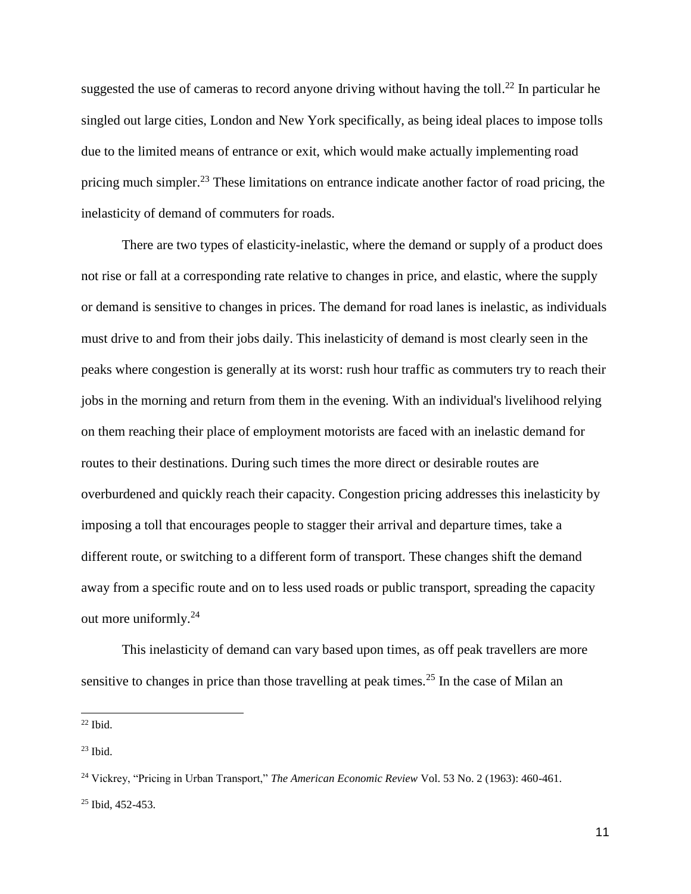suggested the use of cameras to record anyone driving without having the toll.[22] In particular he singled out large cities, London and New York specifically, as being ideal places to impose tolls due to the limited means of entrance or exit, which would make actually implementing road pricing much simpler.[23] These limitations on entrance indicate another factor of road pricing, the inelasticity of demand of commuters for roads.

There are two types of elasticity-inelastic, where the demand or supply of a product does not rise or fall at a corresponding rate relative to changes in price, and elastic, where the supply or demand is sensitive to changes in prices. The demand for road lanes is inelastic, as individuals must drive to and from their jobs daily. This inelasticity of demand is most clearly seen in the peaks where congestion is generally at its worst: rush hour traffic as commuters try to reach their jobs in the morning and return from them in the evening. With an individual's livelihood relying on them reaching their place of employment motorists are faced with an inelastic demand for routes to their destinations. During such times the more direct or desirable routes are overburdened and quickly reach their capacity. Congestion pricing addresses this inelasticity by imposing a toll that encourages people to stagger their arrival and departure times, take a different route, or switching to a different form of transport. These changes shift the demand away from a specific route and on to less used roads or public transport, spreading the capacity out more uniformly.[24]

This inelasticity of demand can vary based upon times, as off peak travellers are more sensitive to changes in price than those travelling at peak times.[25] In the case of Milan an

---

[22] Ibid.

[23] Ibid.

[24] Vickrey, "Pricing in Urban Transport," *The American Economic Review* Vol. 53 No. 2 (1963): 460-461.

[25] Ibid, 452-453.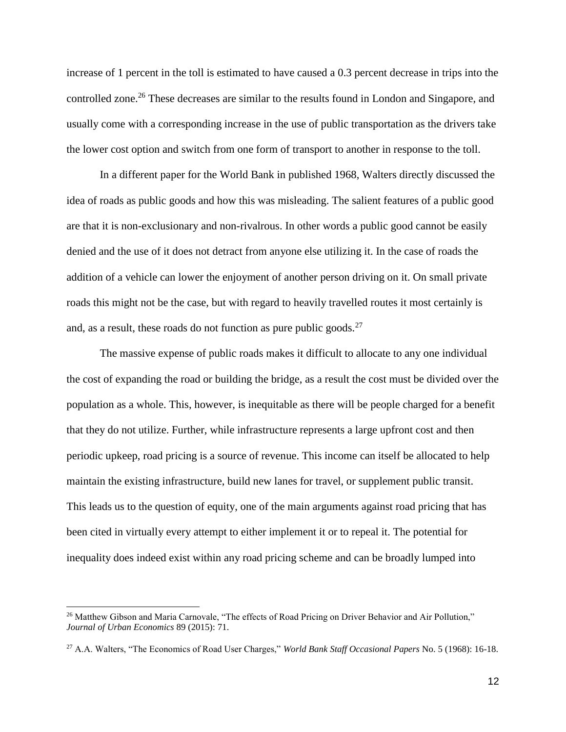increase of 1 percent in the toll is estimated to have caused a 0.3 percent decrease in trips into the controlled zone.[26] These decreases are similar to the results found in London and Singapore, and usually come with a corresponding increase in the use of public transportation as the drivers take the lower cost option and switch from one form of transport to another in response to the toll.

In a different paper for the World Bank in published 1968, Walters directly discussed the idea of roads as public goods and how this was misleading. The salient features of a public good are that it is non-exclusionary and non-rivalrous. In other words a public good cannot be easily denied and the use of it does not detract from anyone else utilizing it. In the case of roads the addition of a vehicle can lower the enjoyment of another person driving on it. On small private roads this might not be the case, but with regard to heavily travelled routes it most certainly is and, as a result, these roads do not function as pure public goods.[27]

The massive expense of public roads makes it difficult to allocate to any one individual the cost of expanding the road or building the bridge, as a result the cost must be divided over the population as a whole. This, however, is inequitable as there will be people charged for a benefit that they do not utilize. Further, while infrastructure represents a large upfront cost and then periodic upkeep, road pricing is a source of revenue. This income can itself be allocated to help maintain the existing infrastructure, build new lanes for travel, or supplement public transit. This leads us to the question of equity, one of the main arguments against road pricing that has been cited in virtually every attempt to either implement it or to repeal it. The potential for inequality does indeed exist within any road pricing scheme and can be broadly lumped into

---

[26] Matthew Gibson and Maria Carnovale, "The effects of Road Pricing on Driver Behavior and Air Pollution," *Journal of Urban Economics* 89 (2015): 71.

[27] A.A. Walters, "The Economics of Road User Charges," *World Bank Staff Occasional Papers* No. 5 (1968): 16-18.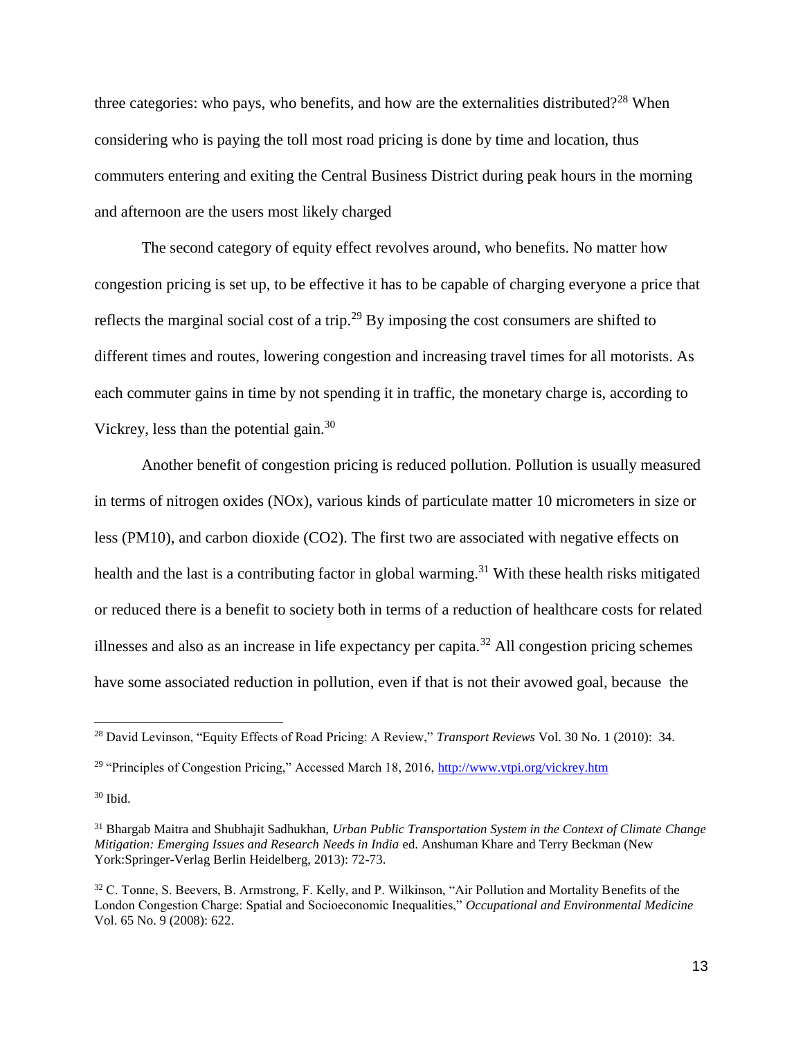three categories: who pays, who benefits, and how are the externalities distributed?[28] When considering who is paying the toll most road pricing is done by time and location, thus commuters entering and exiting the Central Business District during peak hours in the morning and afternoon are the users most likely charged

The second category of equity effect revolves around, who benefits. No matter how congestion pricing is set up, to be effective it has to be capable of charging everyone a price that reflects the marginal social cost of a trip.[29] By imposing the cost consumers are shifted to different times and routes, lowering congestion and increasing travel times for all motorists. As each commuter gains in time by not spending it in traffic, the monetary charge is, according to Vickrey, less than the potential gain.[30]

Another benefit of congestion pricing is reduced pollution. Pollution is usually measured in terms of nitrogen oxides (NOx), various kinds of particulate matter 10 micrometers in size or less (PM10), and carbon dioxide ($CO_2$). The first two are associated with negative effects on health and the last is a contributing factor in global warming.[31] With these health risks mitigated or reduced there is a benefit to society both in terms of a reduction of healthcare costs for related illnesses and also as an increase in life expectancy per capita.[32] All congestion pricing schemes have some associated reduction in pollution, even if that is not their avowed goal, because the

---

[28] David Levinson, "Equity Effects of Road Pricing: A Review," *Transport Reviews* Vol. 30 No. 1 (2010): 34.

[29] "Principles of Congestion Pricing," Accessed March 18, 2016, http://www.vtpi.org/vickrey.htm

[30] Ibid.

[31] Bhargab Maitra and Shubhajit Sadhukhan, *Urban Public Transportation System in the Context of Climate Change Mitigation: Emerging Issues and Research Needs in India* ed. Anshuman Khare and Terry Beckman (New York:Springer-Verlag Berlin Heidelberg, 2013): 72-73.

[32] C. Tonne, S. Beevers, B. Armstrong, F. Kelly, and P. Wilkinson, "Air Pollution and Mortality Benefits of the London Congestion Charge: Spatial and Socioeconomic Inequalities," *Occupational and Environmental Medicine* Vol. 65 No. 9 (2008): 622.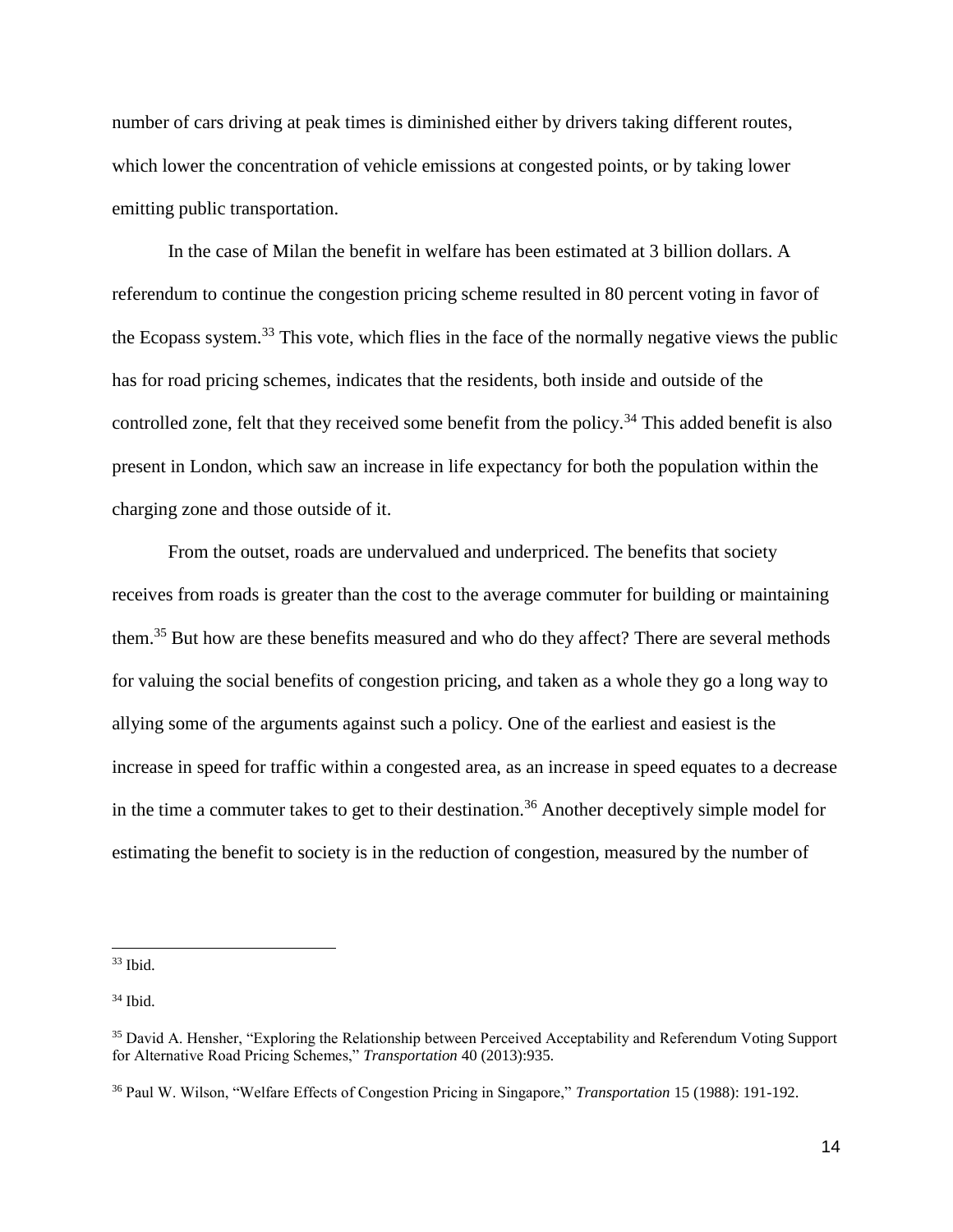number of cars driving at peak times is diminished either by drivers taking different routes, which lower the concentration of vehicle emissions at congested points, or by taking lower emitting public transportation.

In the case of Milan the benefit in welfare has been estimated at 3 billion dollars. A referendum to continue the congestion pricing scheme resulted in 80 percent voting in favor of the Ecopass system.[33] This vote, which flies in the face of the normally negative views the public has for road pricing schemes, indicates that the residents, both inside and outside of the controlled zone, felt that they received some benefit from the policy.[34] This added benefit is also present in London, which saw an increase in life expectancy for both the population within the charging zone and those outside of it.

From the outset, roads are undervalued and underpriced. The benefits that society receives from roads is greater than the cost to the average commuter for building or maintaining them.[35] But how are these benefits measured and who do they affect? There are several methods for valuing the social benefits of congestion pricing, and taken as a whole they go a long way to allying some of the arguments against such a policy. One of the earliest and easiest is the increase in speed for traffic within a congested area, as an increase in speed equates to a decrease in the time a commuter takes to get to their destination.[36] Another deceptively simple model for estimating the benefit to society is in the reduction of congestion, measured by the number of

---

[33] Ibid.

[34] Ibid.

[35] David A. Hensher, "Exploring the Relationship between Perceived Acceptability and Referendum Voting Support for Alternative Road Pricing Schemes," *Transportation* 40 (2013):935.

[36] Paul W. Wilson, "Welfare Effects of Congestion Pricing in Singapore," *Transportation* 15 (1988): 191-192.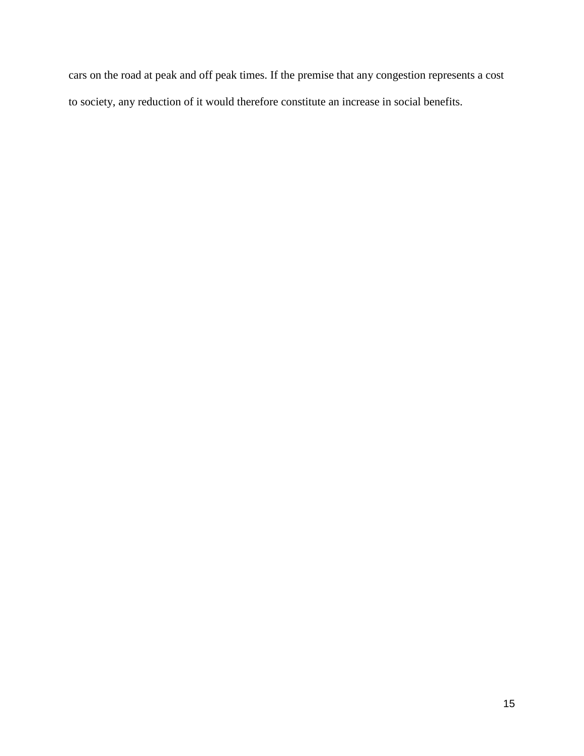cars on the road at peak and off peak times. If the premise that any congestion represents a cost to society, any reduction of it would therefore constitute an increase in social benefits.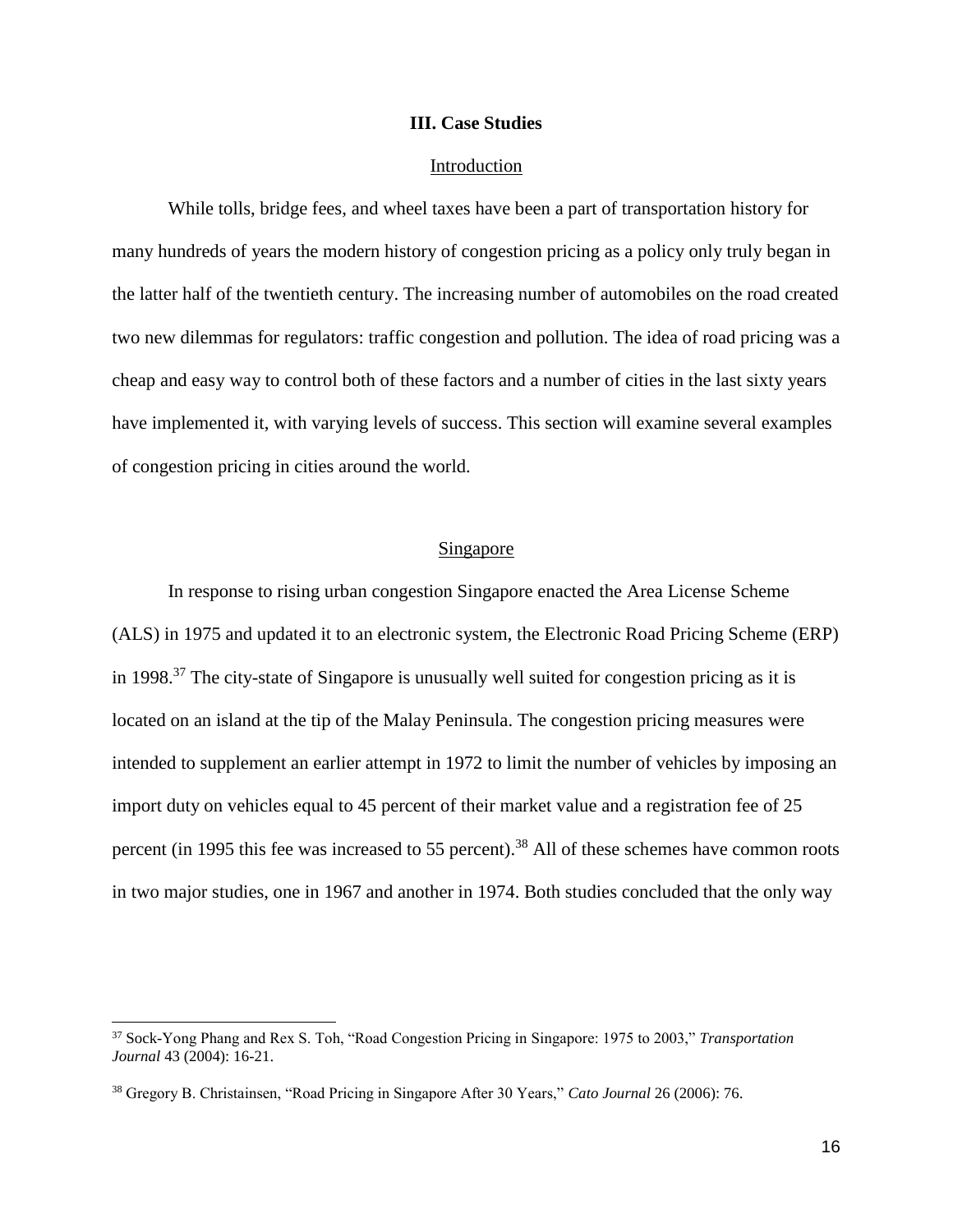## III. Case Studies

### Introduction

While tolls, bridge fees, and wheel taxes have been a part of transportation history for many hundreds of years the modern history of congestion pricing as a policy only truly began in the latter half of the twentieth century. The increasing number of automobiles on the road created two new dilemmas for regulators: traffic congestion and pollution. The idea of road pricing was a cheap and easy way to control both of these factors and a number of cities in the last sixty years have implemented it, with varying levels of success. This section will examine several examples of congestion pricing in cities around the world.

### Singapore

In response to rising urban congestion Singapore enacted the Area License Scheme (ALS) in 1975 and updated it to an electronic system, the Electronic Road Pricing Scheme (ERP) in 1998.[37] The city-state of Singapore is unusually well suited for congestion pricing as it is located on an island at the tip of the Malay Peninsula. The congestion pricing measures were intended to supplement an earlier attempt in 1972 to limit the number of vehicles by imposing an import duty on vehicles equal to 45 percent of their market value and a registration fee of 25 percent (in 1995 this fee was increased to 55 percent).[38] All of these schemes have common roots in two major studies, one in 1967 and another in 1974. Both studies concluded that the only way

---

[37] Sock-Yong Phang and Rex S. Toh, "Road Congestion Pricing in Singapore: 1975 to 2003," *Transportation Journal* 43 (2004): 16-21.

[38] Gregory B. Christainsen, "Road Pricing in Singapore After 30 Years," *Cato Journal* 26 (2006): 76.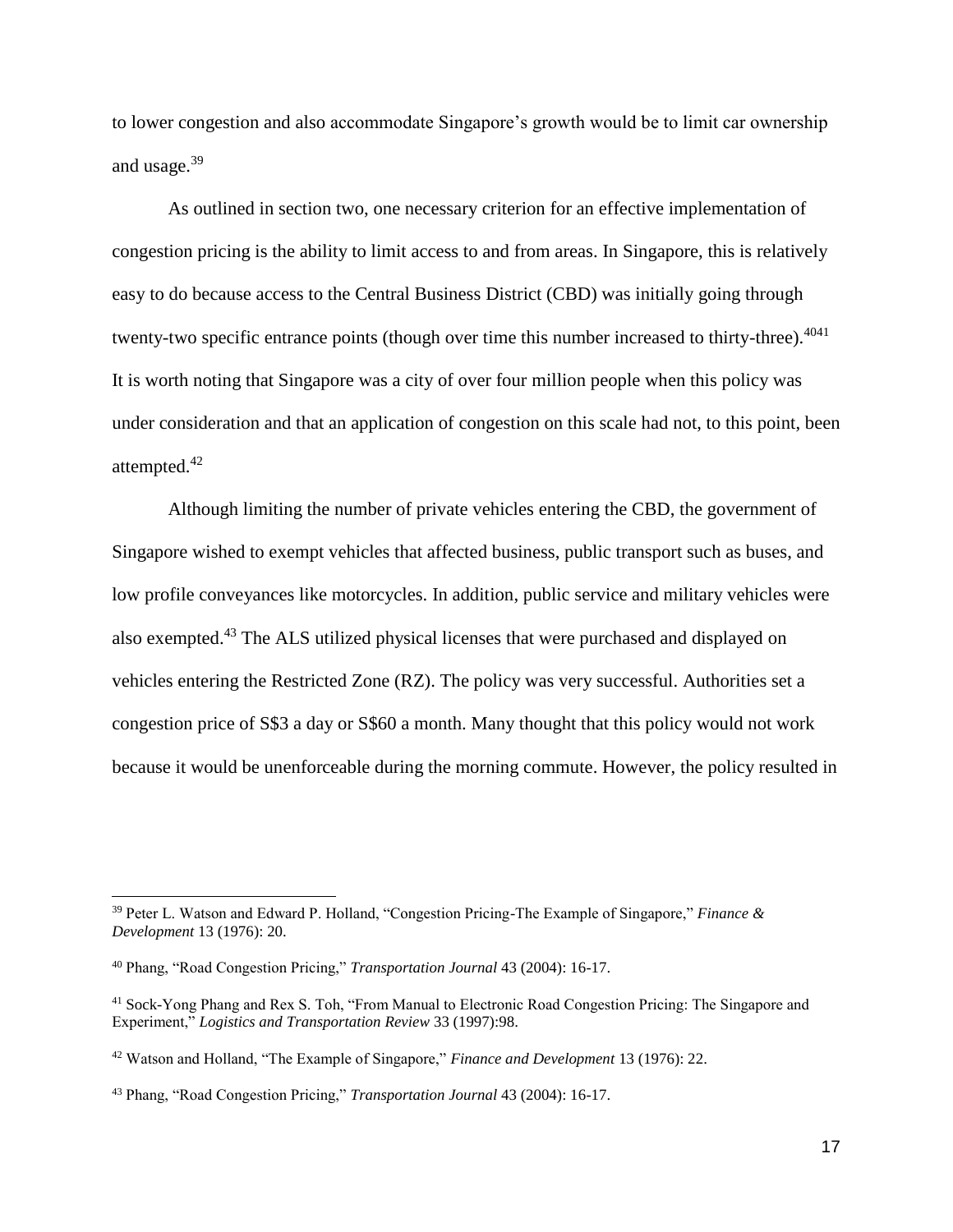to lower congestion and also accommodate Singapore's growth would be to limit car ownership and usage.[39]

As outlined in section two, one necessary criterion for an effective implementation of congestion pricing is the ability to limit access to and from areas. In Singapore, this is relatively easy to do because access to the Central Business District (CBD) was initially going through twenty-two specific entrance points (though over time this number increased to thirty-three).[40][41] It is worth noting that Singapore was a city of over four million people when this policy was under consideration and that an application of congestion on this scale had not, to this point, been attempted.[42]

Although limiting the number of private vehicles entering the CBD, the government of Singapore wished to exempt vehicles that affected business, public transport such as buses, and low profile conveyances like motorcycles. In addition, public service and military vehicles were also exempted.[43] The ALS utilized physical licenses that were purchased and displayed on vehicles entering the Restricted Zone (RZ). The policy was very successful. Authorities set a congestion price of S$3 a day or S$60 a month. Many thought that this policy would not work because it would be unenforceable during the morning commute. However, the policy resulted in

---

[39] Peter L. Watson and Edward P. Holland, "Congestion Pricing-The Example of Singapore," *Finance & Development* 13 (1976): 20.

[40] Phang, "Road Congestion Pricing," *Transportation Journal* 43 (2004): 16-17.

[41] Sock-Yong Phang and Rex S. Toh, "From Manual to Electronic Road Congestion Pricing: The Singapore and Experiment," *Logistics and Transportation Review* 33 (1997):98.

[42] Watson and Holland, "The Example of Singapore," *Finance and Development* 13 (1976): 22.

[43] Phang, "Road Congestion Pricing," *Transportation Journal* 43 (2004): 16-17.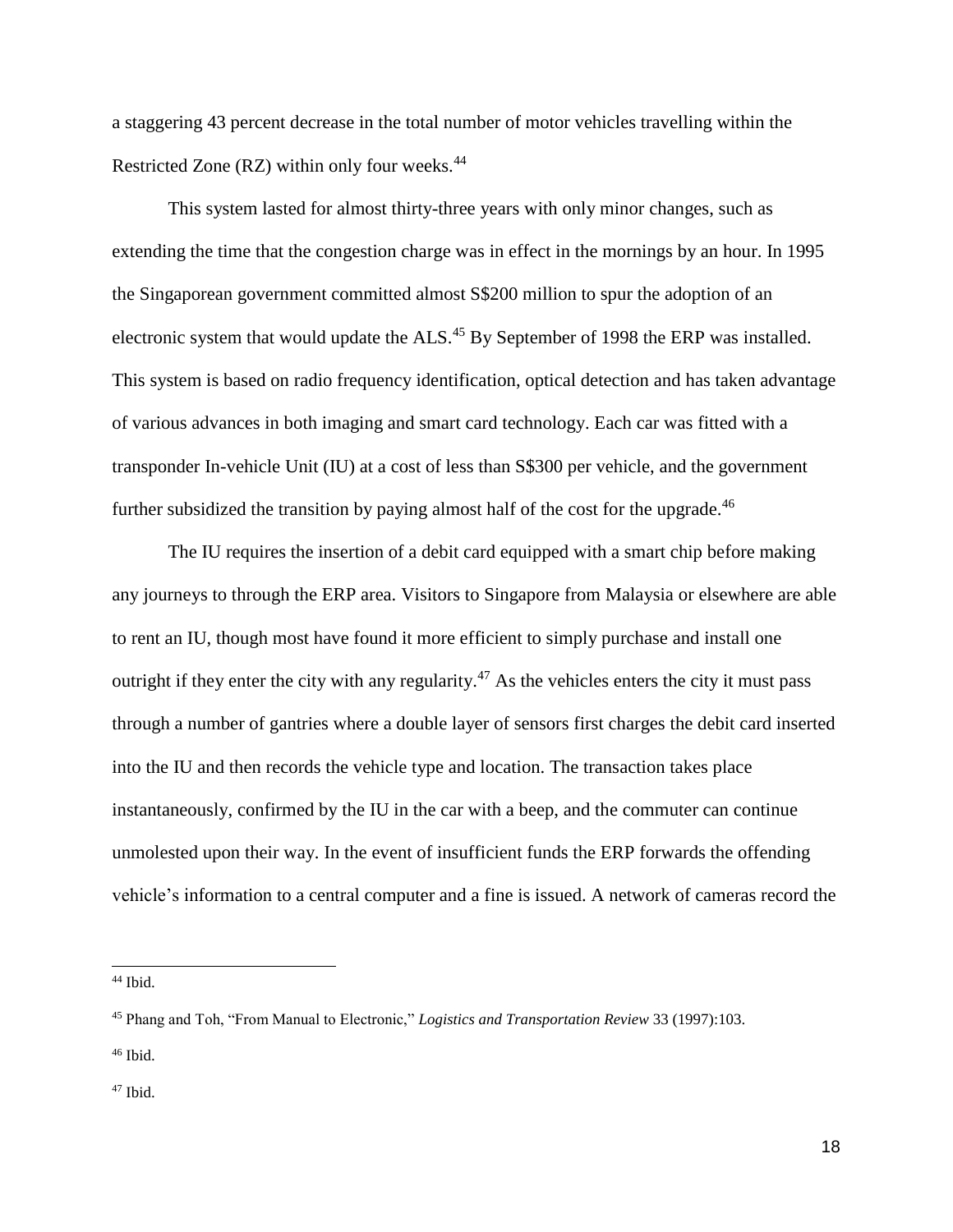a staggering 43 percent decrease in the total number of motor vehicles travelling within the Restricted Zone (RZ) within only four weeks.[44]

This system lasted for almost thirty-three years with only minor changes, such as extending the time that the congestion charge was in effect in the mornings by an hour. In 1995 the Singaporean government committed almost S$200 million to spur the adoption of an electronic system that would update the ALS.[45] By September of 1998 the ERP was installed. This system is based on radio frequency identification, optical detection and has taken advantage of various advances in both imaging and smart card technology. Each car was fitted with a transponder In-vehicle Unit (IU) at a cost of less than S$300 per vehicle, and the government further subsidized the transition by paying almost half of the cost for the upgrade.[46]

The IU requires the insertion of a debit card equipped with a smart chip before making any journeys to through the ERP area. Visitors to Singapore from Malaysia or elsewhere are able to rent an IU, though most have found it more efficient to simply purchase and install one outright if they enter the city with any regularity.[47] As the vehicles enters the city it must pass through a number of gantries where a double layer of sensors first charges the debit card inserted into the IU and then records the vehicle type and location. The transaction takes place instantaneously, confirmed by the IU in the car with a beep, and the commuter can continue unmolested upon their way. In the event of insufficient funds the ERP forwards the offending vehicle's information to a central computer and a fine is issued. A network of cameras record the

---

[44] Ibid.

[45] Phang and Toh, "From Manual to Electronic," *Logistics and Transportation Review* 33 (1997):103.

[46] Ibid.

[47] Ibid.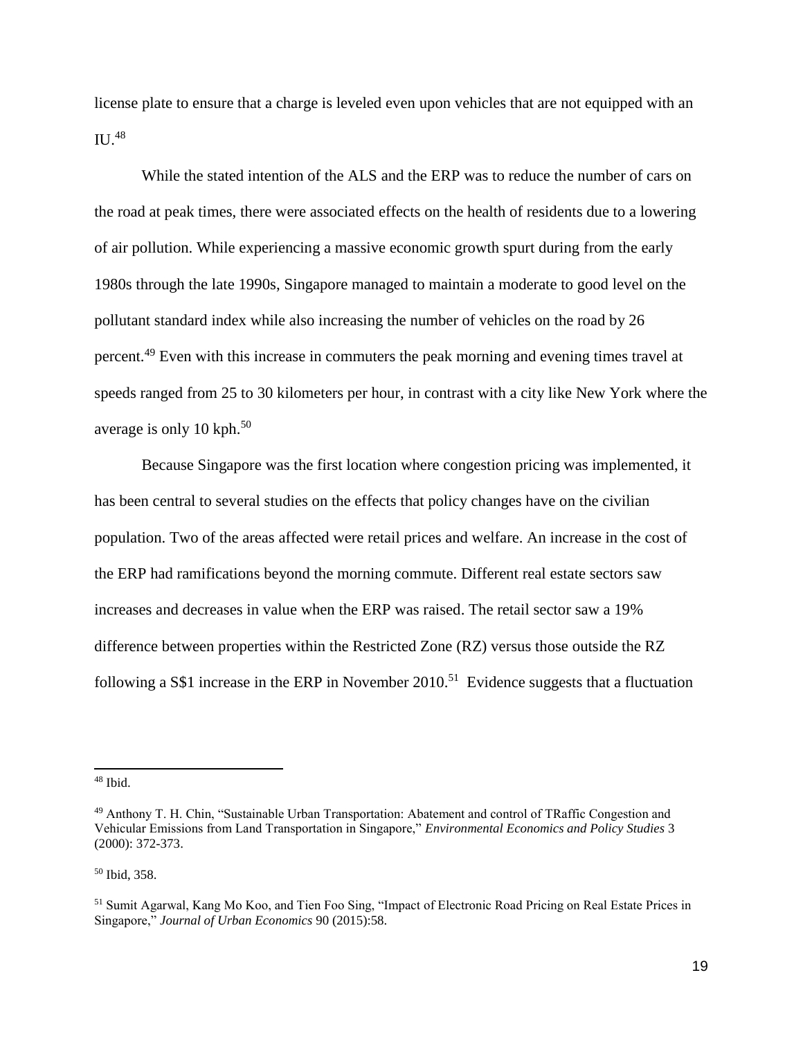license plate to ensure that a charge is leveled even upon vehicles that are not equipped with an IU.[48]

While the stated intention of the ALS and the ERP was to reduce the number of cars on the road at peak times, there were associated effects on the health of residents due to a lowering of air pollution. While experiencing a massive economic growth spurt during from the early 1980s through the late 1990s, Singapore managed to maintain a moderate to good level on the pollutant standard index while also increasing the number of vehicles on the road by 26 percent.[49] Even with this increase in commuters the peak morning and evening times travel at speeds ranged from 25 to 30 kilometers per hour, in contrast with a city like New York where the average is only 10 kph.[50]

Because Singapore was the first location where congestion pricing was implemented, it has been central to several studies on the effects that policy changes have on the civilian population. Two of the areas affected were retail prices and welfare. An increase in the cost of the ERP had ramifications beyond the morning commute. Different real estate sectors saw increases and decreases in value when the ERP was raised. The retail sector saw a 19% difference between properties within the Restricted Zone (RZ) versus those outside the RZ following a S$1 increase in the ERP in November 2010.[51] Evidence suggests that a fluctuation

---

[48] Ibid.

[49] Anthony T. H. Chin, "Sustainable Urban Transportation: Abatement and control of TRaffic Congestion and Vehicular Emissions from Land Transportation in Singapore," *Environmental Economics and Policy Studies* 3 (2000): 372-373.

[50] Ibid, 358.

[51] Sumit Agarwal, Kang Mo Koo, and Tien Foo Sing, "Impact of Electronic Road Pricing on Real Estate Prices in Singapore," *Journal of Urban Economics* 90 (2015):58.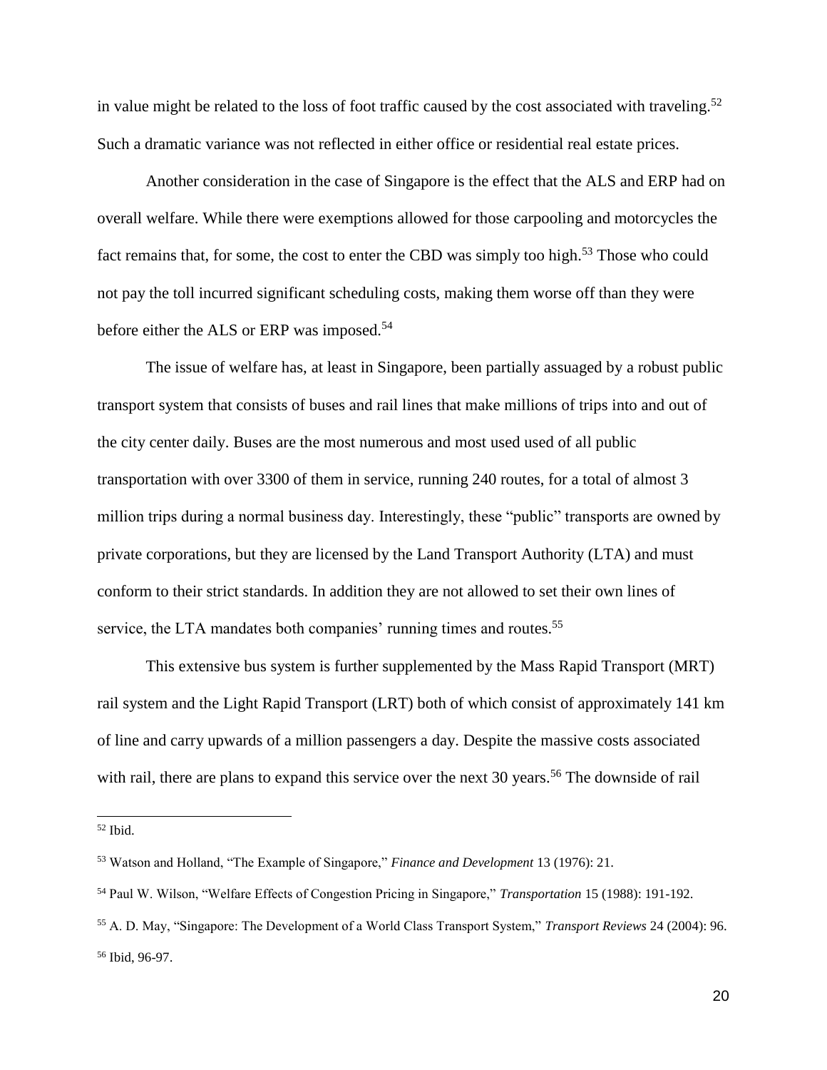in value might be related to the loss of foot traffic caused by the cost associated with traveling.[52] Such a dramatic variance was not reflected in either office or residential real estate prices.

Another consideration in the case of Singapore is the effect that the ALS and ERP had on overall welfare. While there were exemptions allowed for those carpooling and motorcycles the fact remains that, for some, the cost to enter the CBD was simply too high.[53] Those who could not pay the toll incurred significant scheduling costs, making them worse off than they were before either the ALS or ERP was imposed.[54]

The issue of welfare has, at least in Singapore, been partially assuaged by a robust public transport system that consists of buses and rail lines that make millions of trips into and out of the city center daily. Buses are the most numerous and most used used of all public transportation with over 3300 of them in service, running 240 routes, for a total of almost 3 million trips during a normal business day. Interestingly, these "public" transports are owned by private corporations, but they are licensed by the Land Transport Authority (LTA) and must conform to their strict standards. In addition they are not allowed to set their own lines of service, the LTA mandates both companies' running times and routes.[55]

This extensive bus system is further supplemented by the Mass Rapid Transport (MRT) rail system and the Light Rapid Transport (LRT) both of which consist of approximately 141 km of line and carry upwards of a million passengers a day. Despite the massive costs associated with rail, there are plans to expand this service over the next 30 years.[56] The downside of rail

---

[52] Ibid.

[53] Watson and Holland, "The Example of Singapore," *Finance and Development* 13 (1976): 21.

[54] Paul W. Wilson, "Welfare Effects of Congestion Pricing in Singapore," *Transportation* 15 (1988): 191-192.

[55] A. D. May, "Singapore: The Development of a World Class Transport System," *Transport Reviews* 24 (2004): 96.

[56] Ibid, 96-97.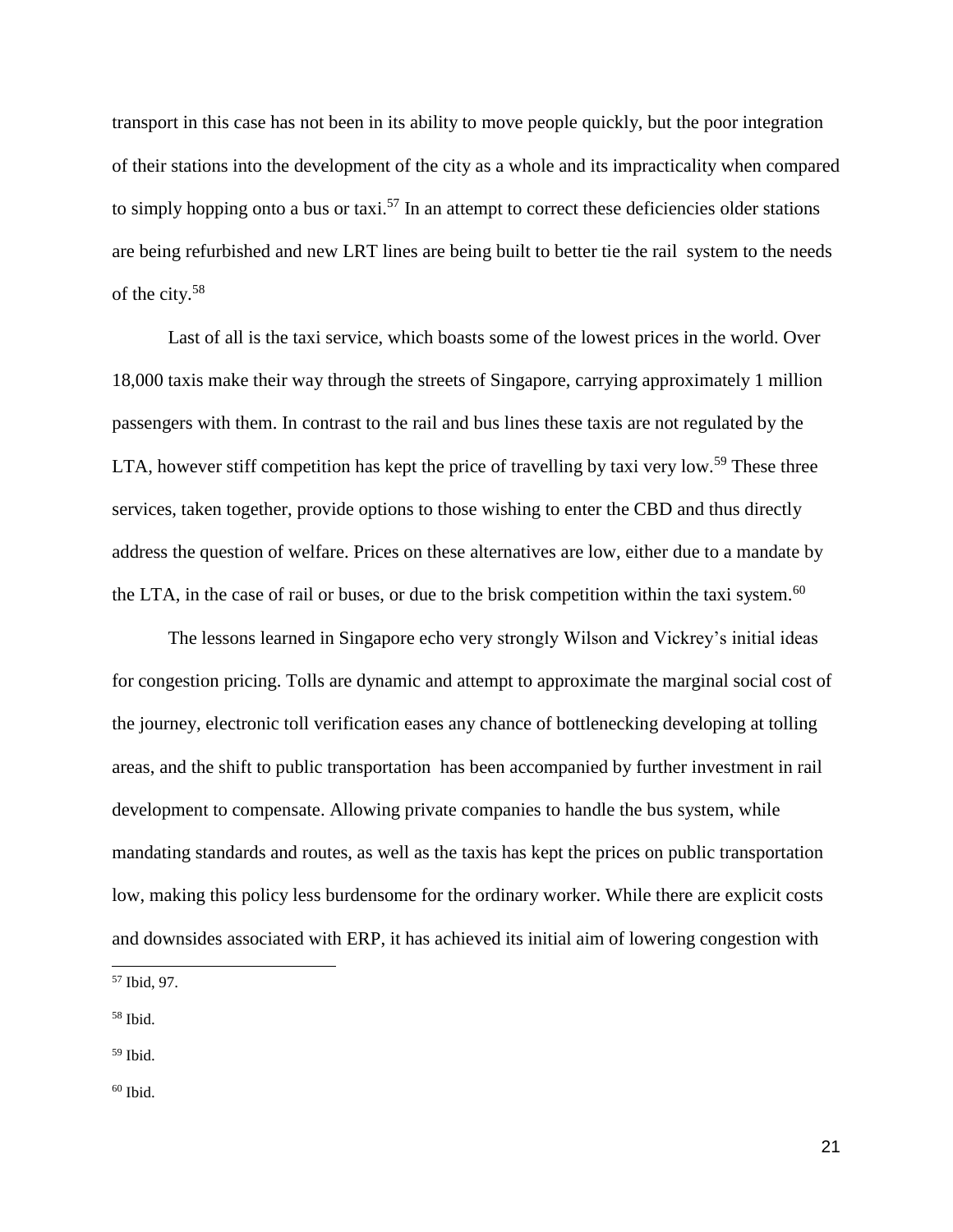transport in this case has not been in its ability to move people quickly, but the poor integration of their stations into the development of the city as a whole and its impracticality when compared to simply hopping onto a bus or taxi.[57] In an attempt to correct these deficiencies older stations are being refurbished and new LRT lines are being built to better tie the rail system to the needs of the city.[58]

Last of all is the taxi service, which boasts some of the lowest prices in the world. Over 18,000 taxis make their way through the streets of Singapore, carrying approximately 1 million passengers with them. In contrast to the rail and bus lines these taxis are not regulated by the LTA, however stiff competition has kept the price of travelling by taxi very low.[59] These three services, taken together, provide options to those wishing to enter the CBD and thus directly address the question of welfare. Prices on these alternatives are low, either due to a mandate by the LTA, in the case of rail or buses, or due to the brisk competition within the taxi system.[60]

The lessons learned in Singapore echo very strongly Wilson and Vickrey's initial ideas for congestion pricing. Tolls are dynamic and attempt to approximate the marginal social cost of the journey, electronic toll verification eases any chance of bottlenecking developing at tolling areas, and the shift to public transportation has been accompanied by further investment in rail development to compensate. Allowing private companies to handle the bus system, while mandating standards and routes, as well as the taxis has kept the prices on public transportation low, making this policy less burdensome for the ordinary worker. While there are explicit costs and downsides associated with ERP, it has achieved its initial aim of lowering congestion with

---

[57] Ibid, 97.

[58] Ibid.

[59] Ibid.

[60] Ibid.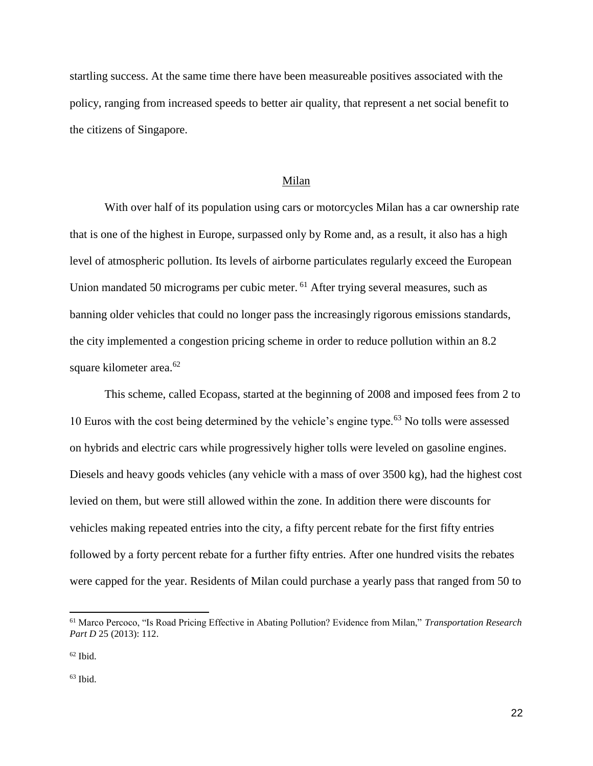startling success. At the same time there have been measureable positives associated with the policy, ranging from increased speeds to better air quality, that represent a net social benefit to the citizens of Singapore.

## Milan

With over half of its population using cars or motorcycles Milan has a car ownership rate that is one of the highest in Europe, surpassed only by Rome and, as a result, it also has a high level of atmospheric pollution. Its levels of airborne particulates regularly exceed the European Union mandated 50 micrograms per cubic meter. [61] After trying several measures, such as banning older vehicles that could no longer pass the increasingly rigorous emissions standards, the city implemented a congestion pricing scheme in order to reduce pollution within an 8.2 square kilometer area.[62]

This scheme, called Ecopass, started at the beginning of 2008 and imposed fees from 2 to 10 Euros with the cost being determined by the vehicle's engine type.[63] No tolls were assessed on hybrids and electric cars while progressively higher tolls were leveled on gasoline engines. Diesels and heavy goods vehicles (any vehicle with a mass of over 3500 kg), had the highest cost levied on them, but were still allowed within the zone. In addition there were discounts for vehicles making repeated entries into the city, a fifty percent rebate for the first fifty entries followed by a forty percent rebate for a further fifty entries. After one hundred visits the rebates were capped for the year. Residents of Milan could purchase a yearly pass that ranged from 50 to

---

[61] Marco Percoco, "Is Road Pricing Effective in Abating Pollution? Evidence from Milan," *Transportation Research Part D* 25 (2013): 112.

[62] Ibid.

[63] Ibid.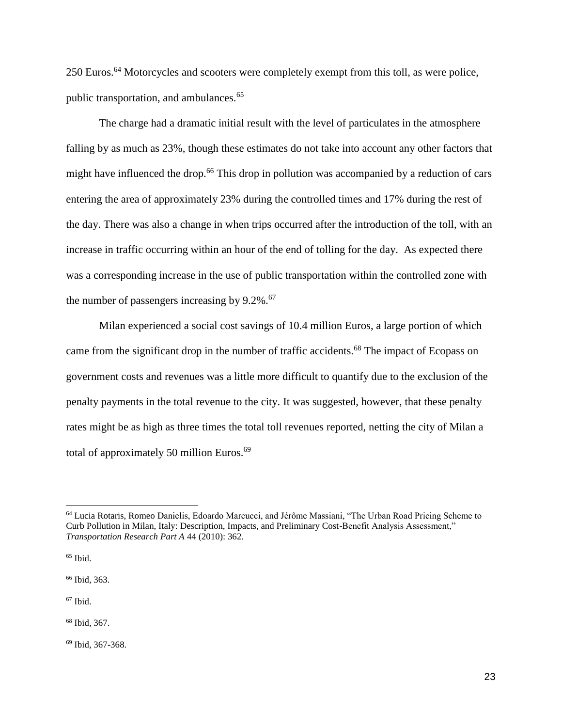250 Euros.[64] Motorcycles and scooters were completely exempt from this toll, as were police, public transportation, and ambulances.[65]

The charge had a dramatic initial result with the level of particulates in the atmosphere falling by as much as 23%, though these estimates do not take into account any other factors that might have influenced the drop.[66] This drop in pollution was accompanied by a reduction of cars entering the area of approximately 23% during the controlled times and 17% during the rest of the day. There was also a change in when trips occurred after the introduction of the toll, with an increase in traffic occurring within an hour of the end of tolling for the day. As expected there was a corresponding increase in the use of public transportation within the controlled zone with the number of passengers increasing by 9.2%.[67]

Milan experienced a social cost savings of 10.4 million Euros, a large portion of which came from the significant drop in the number of traffic accidents.[68] The impact of Ecopass on government costs and revenues was a little more difficult to quantify due to the exclusion of the penalty payments in the total revenue to the city. It was suggested, however, that these penalty rates might be as high as three times the total toll revenues reported, netting the city of Milan a total of approximately 50 million Euros.[69]

---

[64] Lucia Rotaris, Romeo Danielis, Edoardo Marcucci, and Jérôme Massiani, "The Urban Road Pricing Scheme to Curb Pollution in Milan, Italy: Description, Impacts, and Preliminary Cost-Benefit Analysis Assessment," *Transportation Research Part A* 44 (2010): 362.

[65] Ibid.

[66] Ibid, 363.

[67] Ibid.

[68] Ibid, 367.

[69] Ibid, 367-368.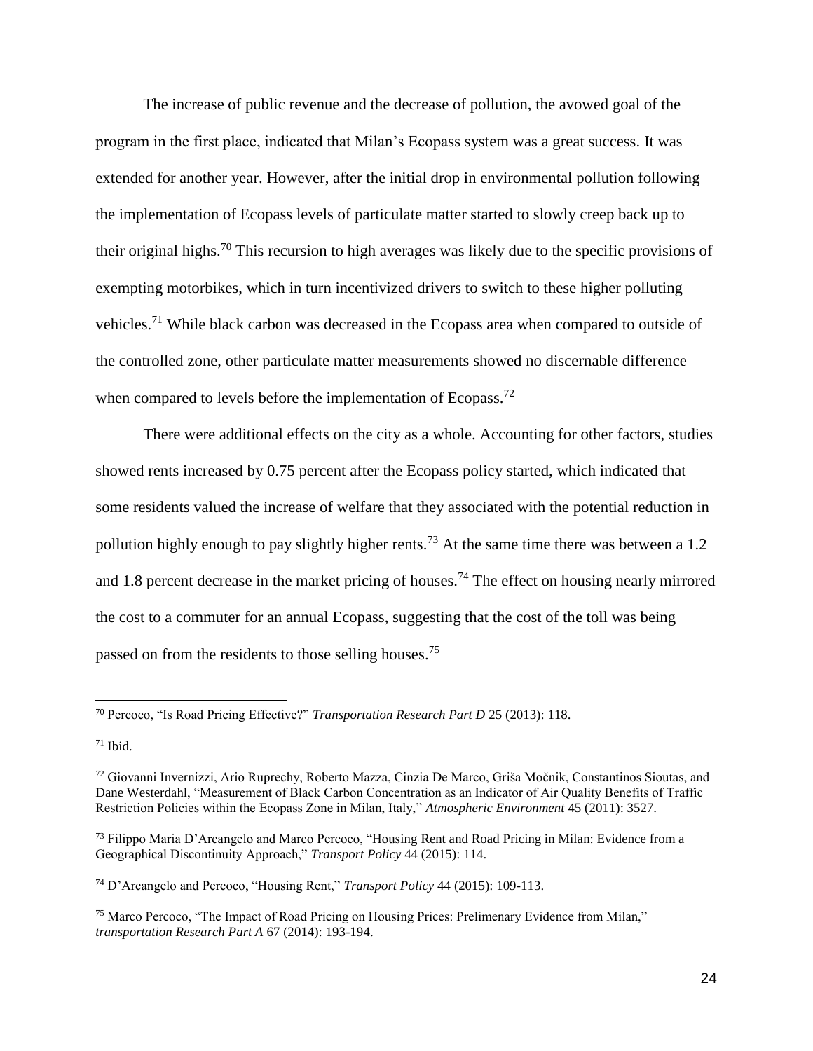The increase of public revenue and the decrease of pollution, the avowed goal of the program in the first place, indicated that Milan's Ecopass system was a great success. It was extended for another year. However, after the initial drop in environmental pollution following the implementation of Ecopass levels of particulate matter started to slowly creep back up to their original highs.[70] This recursion to high averages was likely due to the specific provisions of exempting motorbikes, which in turn incentivized drivers to switch to these higher polluting vehicles.[71] While black carbon was decreased in the Ecopass area when compared to outside of the controlled zone, other particulate matter measurements showed no discernable difference when compared to levels before the implementation of Ecopass.[72]

There were additional effects on the city as a whole. Accounting for other factors, studies showed rents increased by 0.75 percent after the Ecopass policy started, which indicated that some residents valued the increase of welfare that they associated with the potential reduction in pollution highly enough to pay slightly higher rents.[73] At the same time there was between a 1.2 and 1.8 percent decrease in the market pricing of houses.[74] The effect on housing nearly mirrored the cost to a commuter for an annual Ecopass, suggesting that the cost of the toll was being passed on from the residents to those selling houses.[75]

---

[70] Percoco, "Is Road Pricing Effective?" *Transportation Research Part D* 25 (2013): 118.

[71] Ibid.

[72] Giovanni Invernizzi, Ario Ruprechy, Roberto Mazza, Cinzia De Marco, Griša Močnik, Constantinos Sioutas, and Dane Westerdahl, "Measurement of Black Carbon Concentration as an Indicator of Air Quality Benefits of Traffic Restriction Policies within the Ecopass Zone in Milan, Italy," *Atmospheric Environment* 45 (2011): 3527.

[73] Filippo Maria D'Arcangelo and Marco Percoco, "Housing Rent and Road Pricing in Milan: Evidence from a Geographical Discontinuity Approach," *Transport Policy* 44 (2015): 114.

[74] D'Arcangelo and Percoco, "Housing Rent," *Transport Policy* 44 (2015): 109-113.

[75] Marco Percoco, "The Impact of Road Pricing on Housing Prices: Preliminary Evidence from Milan," *transportation Research Part A* 67 (2014): 193-194.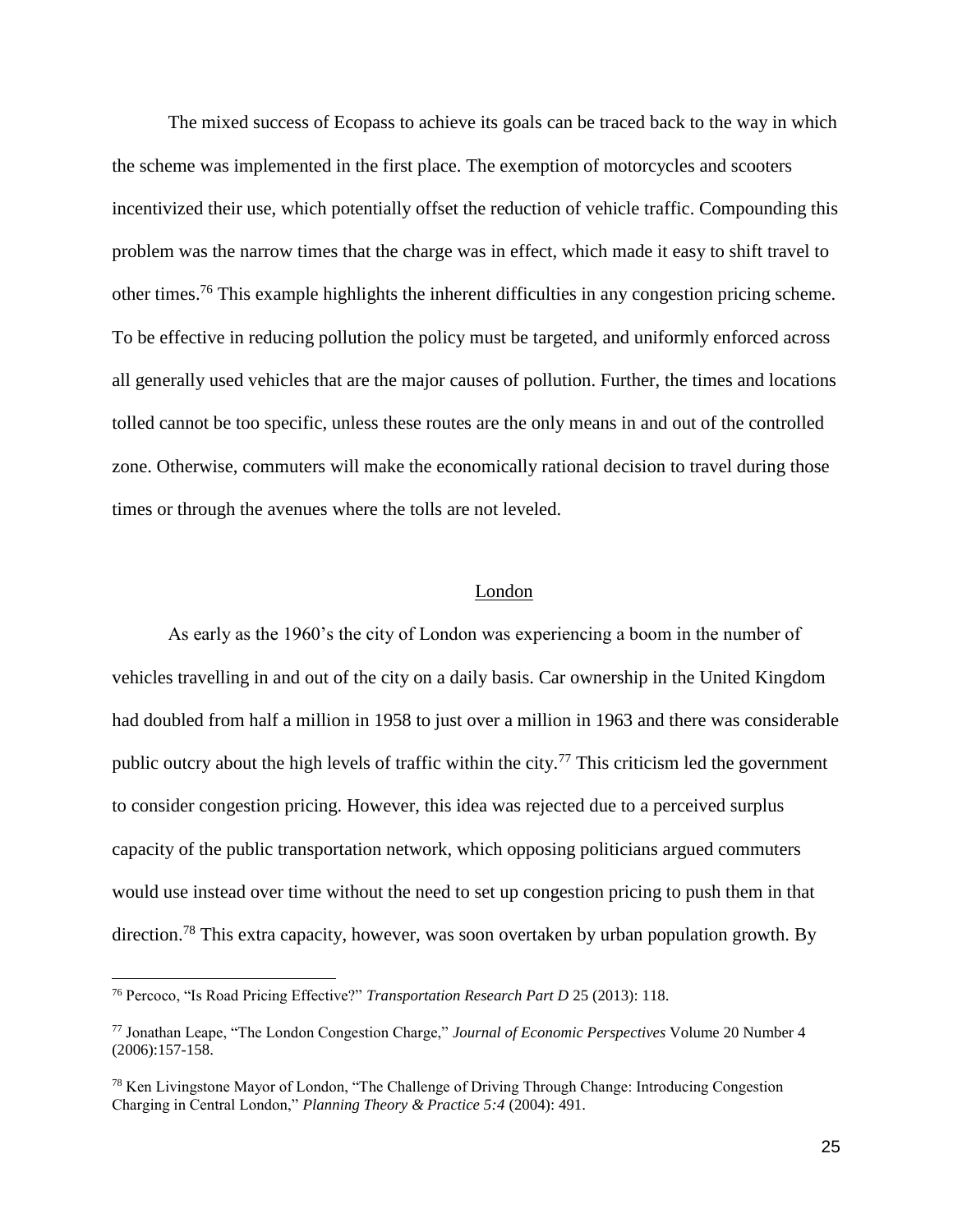The mixed success of Ecopass to achieve its goals can be traced back to the way in which the scheme was implemented in the first place. The exemption of motorcycles and scooters incentivized their use, which potentially offset the reduction of vehicle traffic. Compounding this problem was the narrow times that the charge was in effect, which made it easy to shift travel to other times.[76] This example highlights the inherent difficulties in any congestion pricing scheme. To be effective in reducing pollution the policy must be targeted, and uniformly enforced across all generally used vehicles that are the major causes of pollution. Further, the times and locations tolled cannot be too specific, unless these routes are the only means in and out of the controlled zone. Otherwise, commuters will make the economically rational decision to travel during those times or through the avenues where the tolls are not leveled.

## London

As early as the 1960's the city of London was experiencing a boom in the number of vehicles travelling in and out of the city on a daily basis. Car ownership in the United Kingdom had doubled from half a million in 1958 to just over a million in 1963 and there was considerable public outcry about the high levels of traffic within the city.[77] This criticism led the government to consider congestion pricing. However, this idea was rejected due to a perceived surplus capacity of the public transportation network, which opposing politicians argued commuters would use instead over time without the need to set up congestion pricing to push them in that direction.[78] This extra capacity, however, was soon overtaken by urban population growth. By

---

[76] Percoco, "Is Road Pricing Effective?" *Transportation Research Part D* 25 (2013): 118.

[77] Jonathan Leape, "The London Congestion Charge," *Journal of Economic Perspectives* Volume 20 Number 4 (2006):157-158.

[78] Ken Livingstone Mayor of London, "The Challenge of Driving Through Change: Introducing Congestion Charging in Central London," *Planning Theory & Practice 5:4* (2004): 491.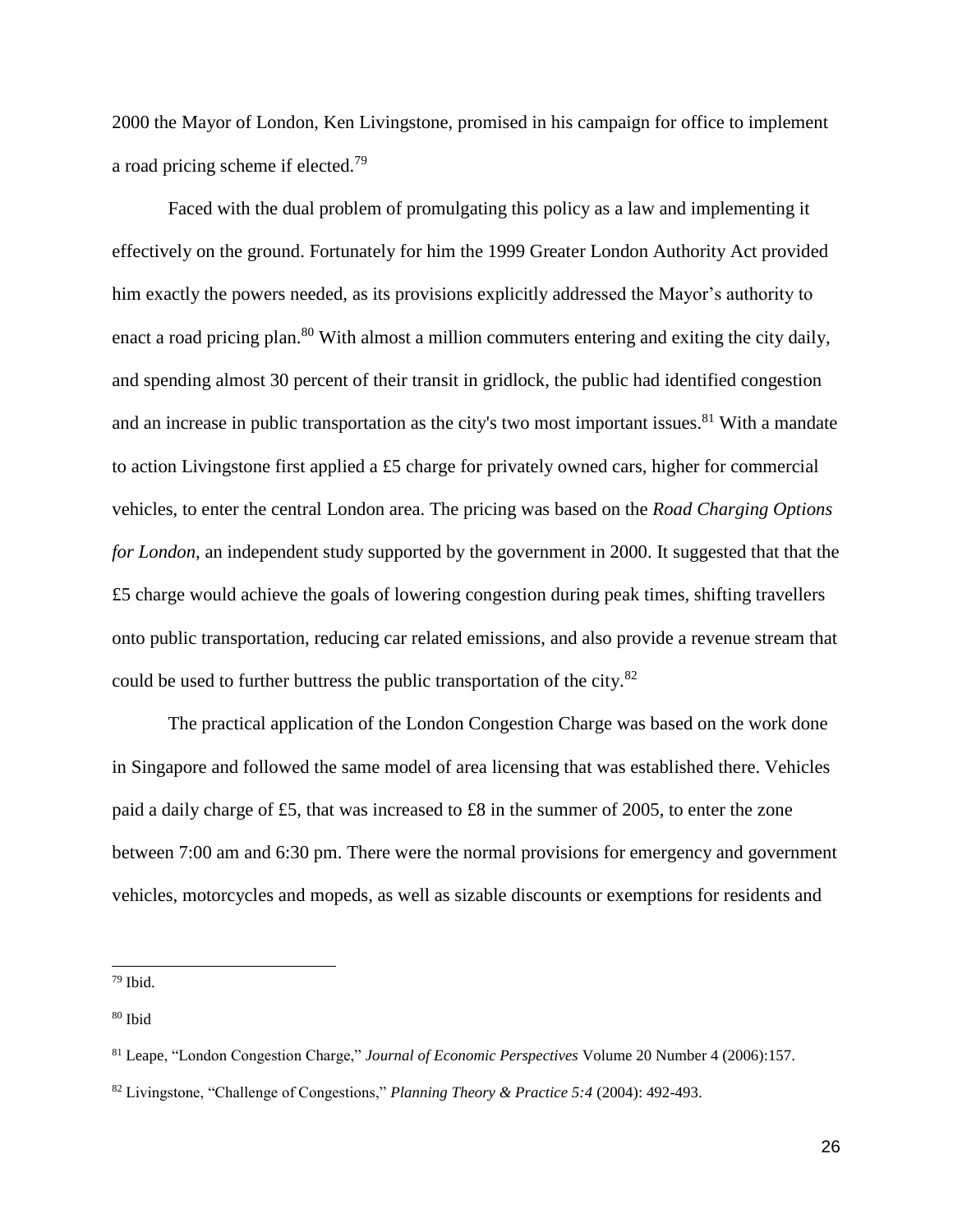2000 the Mayor of London, Ken Livingstone, promised in his campaign for office to implement a road pricing scheme if elected.[79]

Faced with the dual problem of promulgating this policy as a law and implementing it effectively on the ground. Fortunately for him the 1999 Greater London Authority Act provided him exactly the powers needed, as its provisions explicitly addressed the Mayor's authority to enact a road pricing plan.[80] With almost a million commuters entering and exiting the city daily, and spending almost 30 percent of their transit in gridlock, the public had identified congestion and an increase in public transportation as the city's two most important issues.[81] With a mandate to action Livingstone first applied a £5 charge for privately owned cars, higher for commercial vehicles, to enter the central London area. The pricing was based on the *Road Charging Options for London*, an independent study supported by the government in 2000. It suggested that that the £5 charge would achieve the goals of lowering congestion during peak times, shifting travellers onto public transportation, reducing car related emissions, and also provide a revenue stream that could be used to further buttress the public transportation of the city.[82]

The practical application of the London Congestion Charge was based on the work done in Singapore and followed the same model of area licensing that was established there. Vehicles paid a daily charge of £5, that was increased to £8 in the summer of 2005, to enter the zone between 7:00 am and 6:30 pm. There were the normal provisions for emergency and government vehicles, motorcycles and mopeds, as well as sizable discounts or exemptions for residents and

---

[79] Ibid.

[80] Ibid

[81] Leape, "London Congestion Charge," *Journal of Economic Perspectives* Volume 20 Number 4 (2006):157.

[82] Livingstone, "Challenge of Congestions," *Planning Theory & Practice 5:4* (2004): 492-493.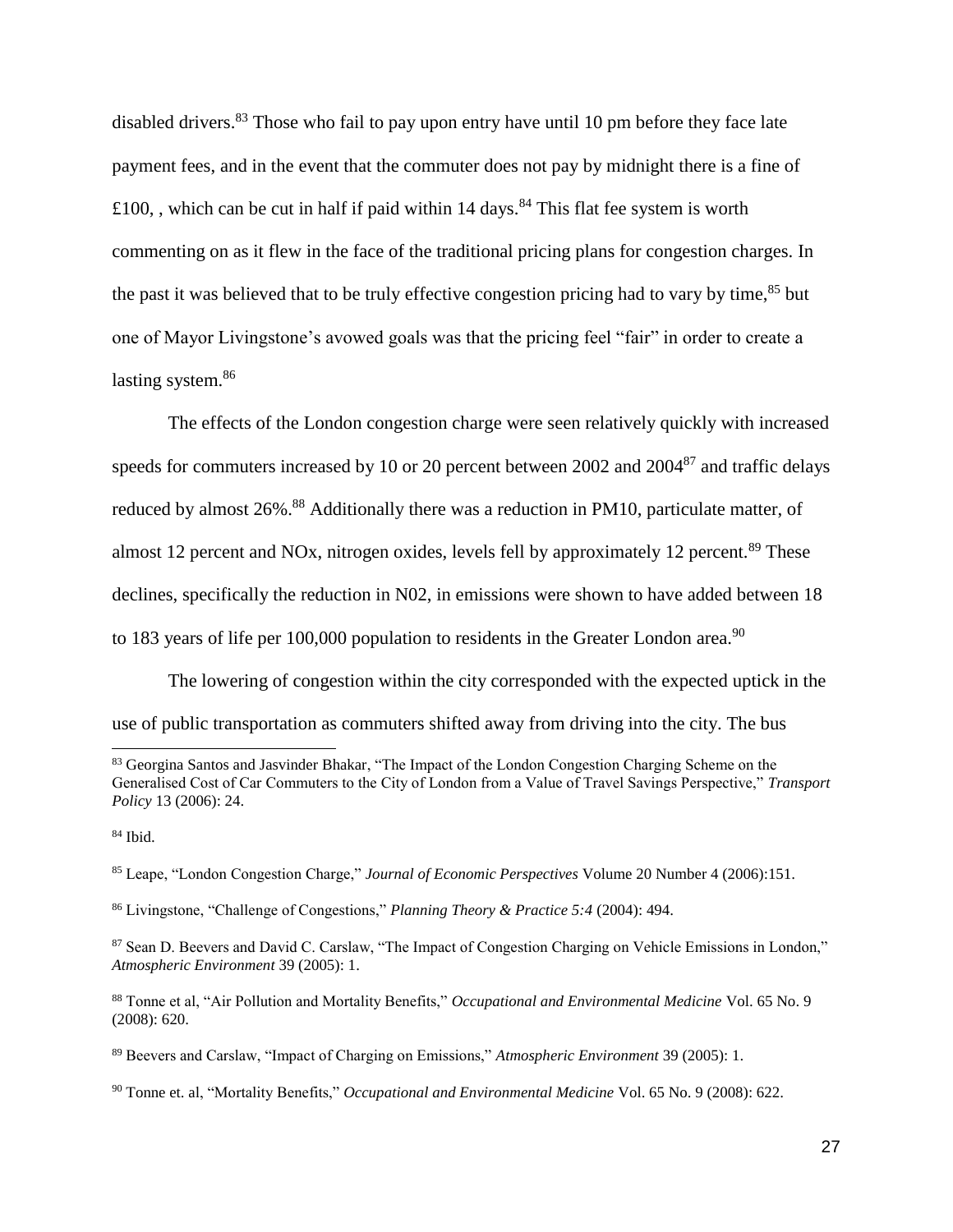disabled drivers.[83] Those who fail to pay upon entry have until 10 pm before they face late payment fees, and in the event that the commuter does not pay by midnight there is a fine of £100, , which can be cut in half if paid within 14 days.[84] This flat fee system is worth commenting on as it flew in the face of the traditional pricing plans for congestion charges. In the past it was believed that to be truly effective congestion pricing had to vary by time,[85] but one of Mayor Livingstone's avowed goals was that the pricing feel "fair" in order to create a lasting system.[86]

The effects of the London congestion charge were seen relatively quickly with increased speeds for commuters increased by 10 or 20 percent between 2002 and 2004[87] and traffic delays reduced by almost 26%.[88] Additionally there was a reduction in PM10, particulate matter, of almost 12 percent and NOx, nitrogen oxides, levels fell by approximately 12 percent.[89] These declines, specifically the reduction in N02, in emissions were shown to have added between 18 to 183 years of life per 100,000 population to residents in the Greater London area.[90]

The lowering of congestion within the city corresponded with the expected uptick in the use of public transportation as commuters shifted away from driving into the city. The bus

---

[83] Georgina Santos and Jasvinder Bhakar, "The Impact of the London Congestion Charging Scheme on the Generalised Cost of Car Commuters to the City of London from a Value of Travel Savings Perspective," *Transport Policy* 13 (2006): 24.

[84] Ibid.

[85] Leape, "London Congestion Charge," *Journal of Economic Perspectives* Volume 20 Number 4 (2006):151.

[86] Livingstone, "Challenge of Congestions," *Planning Theory & Practice 5:4* (2004): 494.

[87] Sean D. Beevers and David C. Carslaw, "The Impact of Congestion Charging on Vehicle Emissions in London," *Atmospheric Environment* 39 (2005): 1.

[88] Tonne et al, "Air Pollution and Mortality Benefits," *Occupational and Environmental Medicine* Vol. 65 No. 9 (2008): 620.

[89] Beevers and Carslaw, "Impact of Charging on Emissions," *Atmospheric Environment* 39 (2005): 1.

[90] Tonne et. al, "Mortality Benefits," *Occupational and Environmental Medicine* Vol. 65 No. 9 (2008): 622.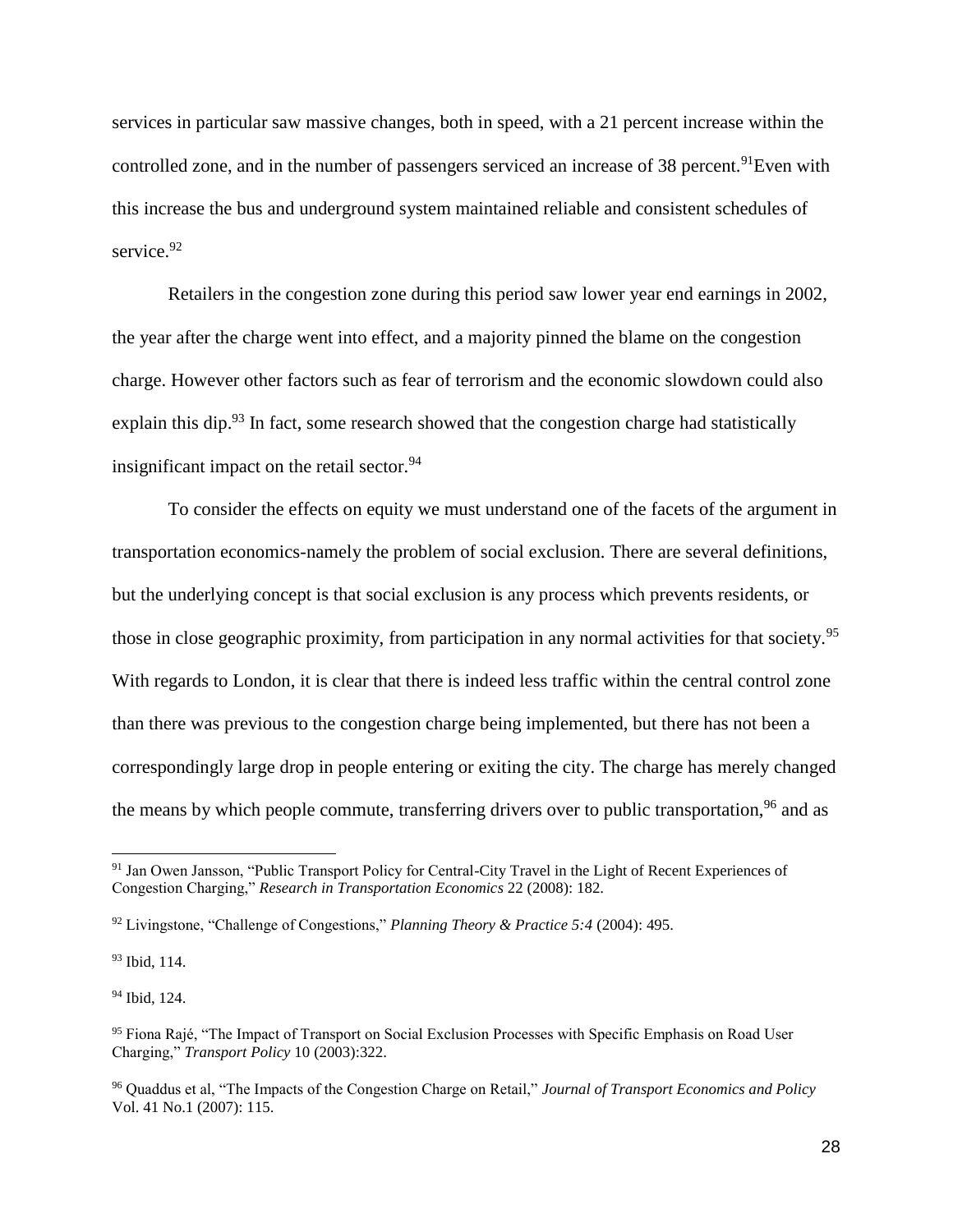services in particular saw massive changes, both in speed, with a 21 percent increase within the controlled zone, and in the number of passengers serviced an increase of 38 percent.[91]Even with this increase the bus and underground system maintained reliable and consistent schedules of service.[92]

Retailers in the congestion zone during this period saw lower year end earnings in 2002, the year after the charge went into effect, and a majority pinned the blame on the congestion charge. However other factors such as fear of terrorism and the economic slowdown could also explain this dip.[93] In fact, some research showed that the congestion charge had statistically insignificant impact on the retail sector.[94]

To consider the effects on equity we must understand one of the facets of the argument in transportation economics-namely the problem of social exclusion. There are several definitions, but the underlying concept is that social exclusion is any process which prevents residents, or those in close geographic proximity, from participation in any normal activities for that society.[95] With regards to London, it is clear that there is indeed less traffic within the central control zone than there was previous to the congestion charge being implemented, but there has not been a correspondingly large drop in people entering or exiting the city. The charge has merely changed the means by which people commute, transferring drivers over to public transportation,[96] and as

---

[91] Jan Owen Jansson, "Public Transport Policy for Central-City Travel in the Light of Recent Experiences of Congestion Charging," *Research in Transportation Economics* 22 (2008): 182.

[92] Livingstone, "Challenge of Congestions," *Planning Theory & Practice 5:4* (2004): 495.

[93] Ibid, 114.

[94] Ibid, 124.

[95] Fiona Rajé, "The Impact of Transport on Social Exclusion Processes with Specific Emphasis on Road User Charging," *Transport Policy* 10 (2003):322.

[96] Quaddus et al, "The Impacts of the Congestion Charge on Retail," *Journal of Transport Economics and Policy* Vol. 41 No.1 (2007): 115.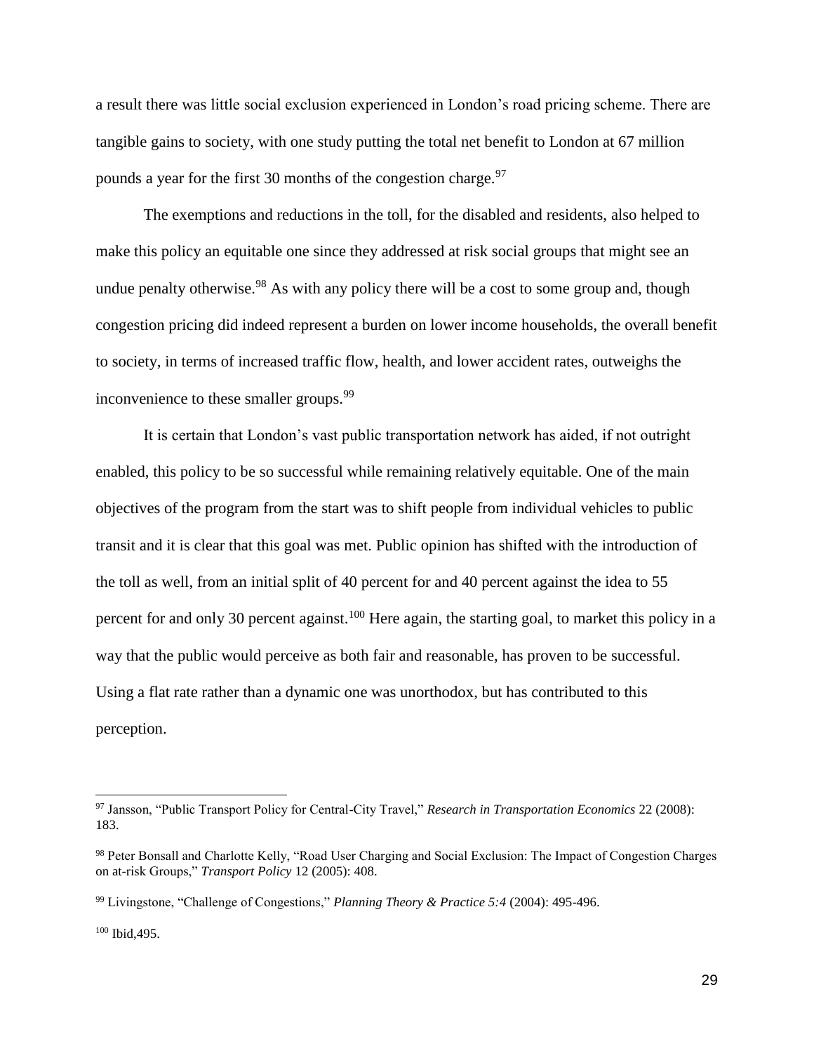a result there was little social exclusion experienced in London's road pricing scheme. There are tangible gains to society, with one study putting the total net benefit to London at 67 million pounds a year for the first 30 months of the congestion charge.[97]

The exemptions and reductions in the toll, for the disabled and residents, also helped to make this policy an equitable one since they addressed at risk social groups that might see an undue penalty otherwise.[98] As with any policy there will be a cost to some group and, though congestion pricing did indeed represent a burden on lower income households, the overall benefit to society, in terms of increased traffic flow, health, and lower accident rates, outweighs the inconvenience to these smaller groups.[99]

It is certain that London's vast public transportation network has aided, if not outright enabled, this policy to be so successful while remaining relatively equitable. One of the main objectives of the program from the start was to shift people from individual vehicles to public transit and it is clear that this goal was met. Public opinion has shifted with the introduction of the toll as well, from an initial split of 40 percent for and 40 percent against the idea to 55 percent for and only 30 percent against.[100] Here again, the starting goal, to market this policy in a way that the public would perceive as both fair and reasonable, has proven to be successful. Using a flat rate rather than a dynamic one was unorthodox, but has contributed to this perception.

---

[97] Jansson, "Public Transport Policy for Central-City Travel," *Research in Transportation Economics* 22 (2008): 183.

[98] Peter Bonsall and Charlotte Kelly, "Road User Charging and Social Exclusion: The Impact of Congestion Charges on at-risk Groups," *Transport Policy* 12 (2005): 408.

[99] Livingstone, "Challenge of Congestions," *Planning Theory & Practice 5:4* (2004): 495-496.

[100] Ibid,495.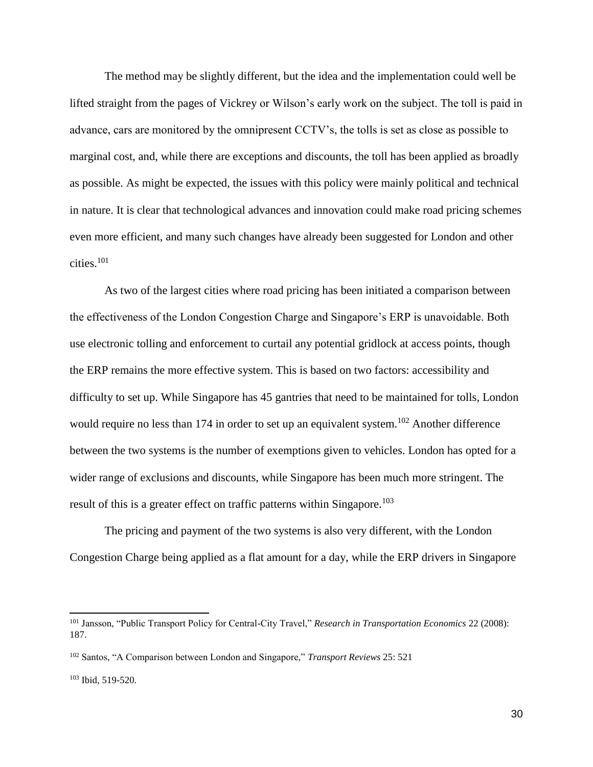The method may be slightly different, but the idea and the implementation could well be lifted straight from the pages of Vickrey or Wilson's early work on the subject. The toll is paid in advance, cars are monitored by the omnipresent CCTV's, the tolls is set as close as possible to marginal cost, and, while there are exceptions and discounts, the toll has been applied as broadly as possible. As might be expected, the issues with this policy were mainly political and technical in nature. It is clear that technological advances and innovation could make road pricing schemes even more efficient, and many such changes have already been suggested for London and other cities.[101]

As two of the largest cities where road pricing has been initiated a comparison between the effectiveness of the London Congestion Charge and Singapore's ERP is unavoidable. Both use electronic tolling and enforcement to curtail any potential gridlock at access points, though the ERP remains the more effective system. This is based on two factors: accessibility and difficulty to set up. While Singapore has 45 gantries that need to be maintained for tolls, London would require no less than 174 in order to set up an equivalent system.[102] Another difference between the two systems is the number of exemptions given to vehicles. London has opted for a wider range of exclusions and discounts, while Singapore has been much more stringent. The result of this is a greater effect on traffic patterns within Singapore.[103]

The pricing and payment of the two systems is also very different, with the London Congestion Charge being applied as a flat amount for a day, while the ERP drivers in Singapore

---

[101] Jansson, "Public Transport Policy for Central-City Travel," *Research in Transportation Economics* 22 (2008): 187.

[102] Santos, "A Comparison between London and Singapore," *Transport Reviews* 25: 521

[103] Ibid, 519-520.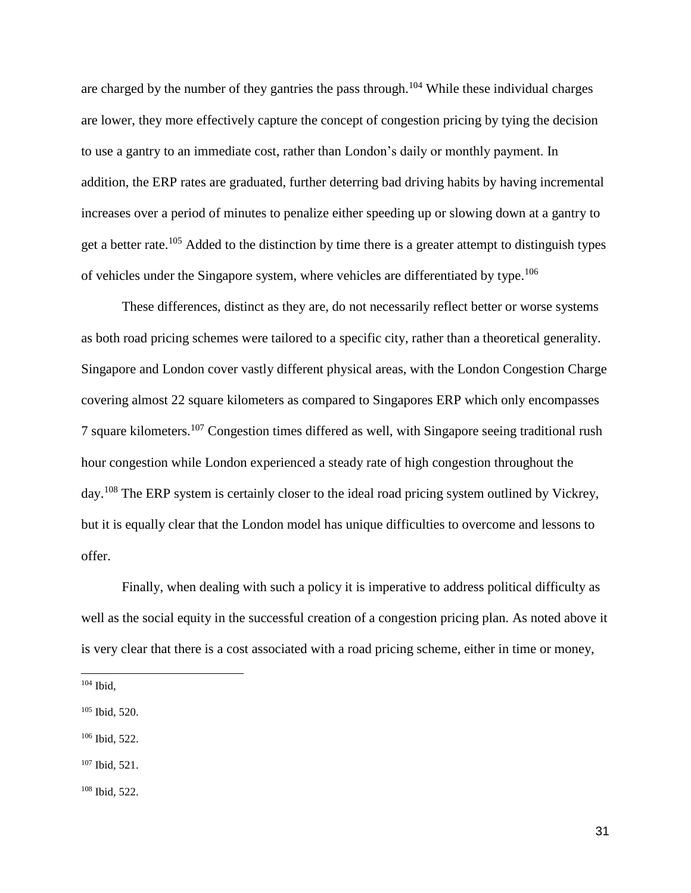are charged by the number of they gantries the pass through.[104] While these individual charges are lower, they more effectively capture the concept of congestion pricing by tying the decision to use a gantry to an immediate cost, rather than London's daily or monthly payment. In addition, the ERP rates are graduated, further deterring bad driving habits by having incremental increases over a period of minutes to penalize either speeding up or slowing down at a gantry to get a better rate.[105] Added to the distinction by time there is a greater attempt to distinguish types of vehicles under the Singapore system, where vehicles are differentiated by type.[106]

These differences, distinct as they are, do not necessarily reflect better or worse systems as both road pricing schemes were tailored to a specific city, rather than a theoretical generality. Singapore and London cover vastly different physical areas, with the London Congestion Charge covering almost 22 square kilometers as compared to Singapores ERP which only encompasses 7 square kilometers.[107] Congestion times differed as well, with Singapore seeing traditional rush hour congestion while London experienced a steady rate of high congestion throughout the day.[108] The ERP system is certainly closer to the ideal road pricing system outlined by Vickrey, but it is equally clear that the London model has unique difficulties to overcome and lessons to offer.

Finally, when dealing with such a policy it is imperative to address political difficulty as well as the social equity in the successful creation of a congestion pricing plan. As noted above it is very clear that there is a cost associated with a road pricing scheme, either in time or money,

---

[104] Ibid,

[105] Ibid, 520.

[106] Ibid, 522.

[107] Ibid, 521.

[108] Ibid, 522.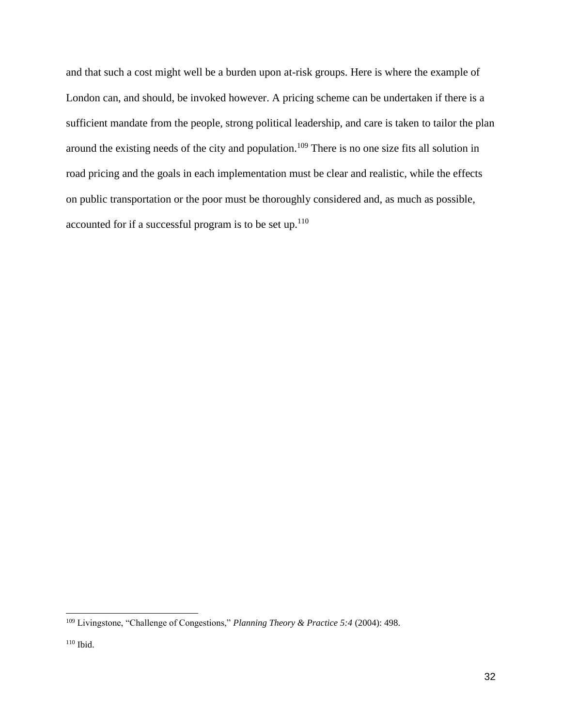and that such a cost might well be a burden upon at-risk groups. Here is where the example of London can, and should, be invoked however. A pricing scheme can be undertaken if there is a sufficient mandate from the people, strong political leadership, and care is taken to tailor the plan around the existing needs of the city and population.[109] There is no one size fits all solution in road pricing and the goals in each implementation must be clear and realistic, while the effects on public transportation or the poor must be thoroughly considered and, as much as possible, accounted for if a successful program is to be set up.[110]

---

[109] Livingstone, "Challenge of Congestions," *Planning Theory & Practice 5:4* (2004): 498.

[110] Ibid.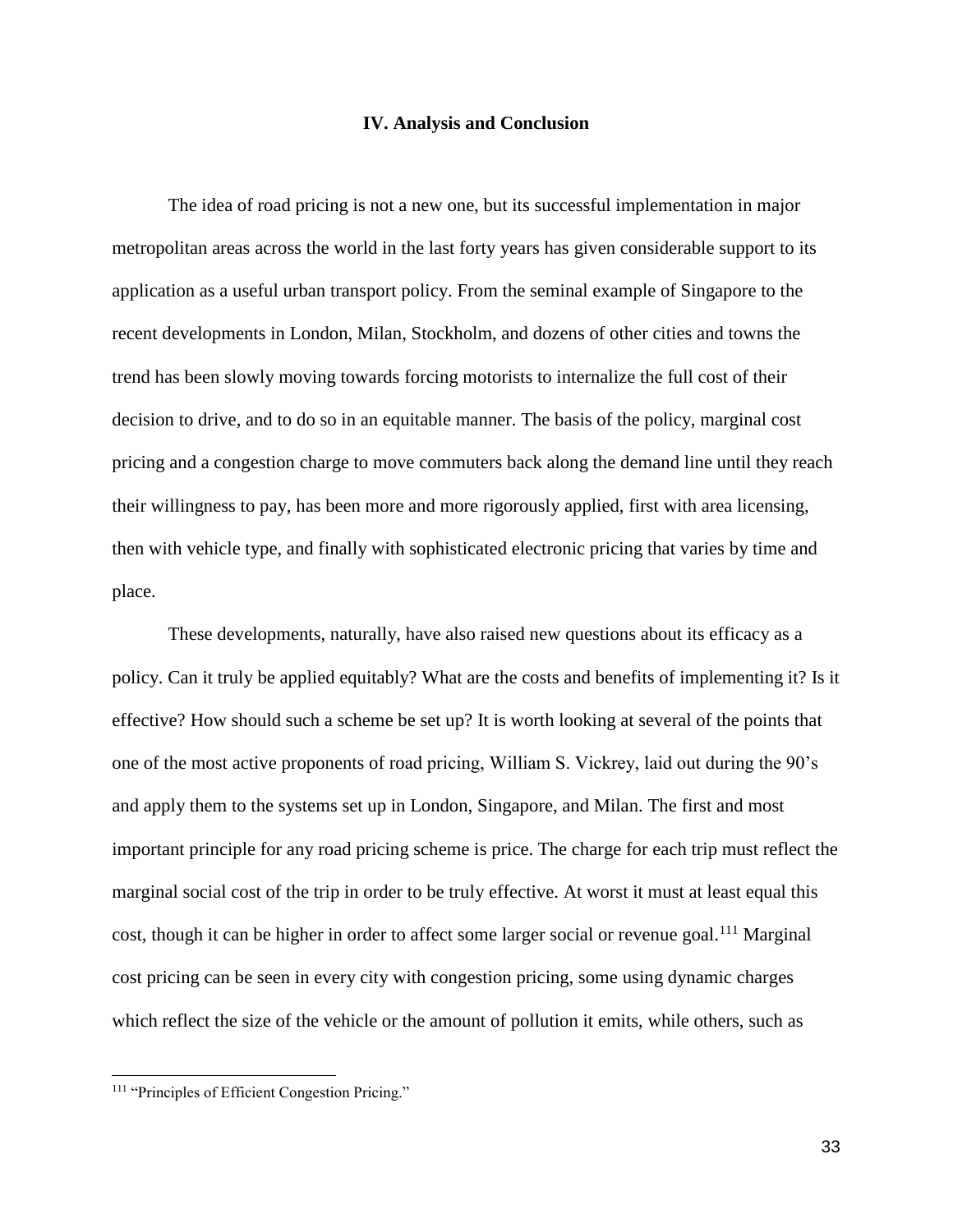## IV. Analysis and Conclusion

The idea of road pricing is not a new one, but its successful implementation in major metropolitan areas across the world in the last forty years has given considerable support to its application as a useful urban transport policy. From the seminal example of Singapore to the recent developments in London, Milan, Stockholm, and dozens of other cities and towns the trend has been slowly moving towards forcing motorists to internalize the full cost of their decision to drive, and to do so in an equitable manner. The basis of the policy, marginal cost pricing and a congestion charge to move commuters back along the demand line until they reach their willingness to pay, has been more and more rigorously applied, first with area licensing, then with vehicle type, and finally with sophisticated electronic pricing that varies by time and place.

These developments, naturally, have also raised new questions about its efficacy as a policy. Can it truly be applied equitably? What are the costs and benefits of implementing it? Is it effective? How should such a scheme be set up? It is worth looking at several of the points that one of the most active proponents of road pricing, William S. Vickrey, laid out during the 90's and apply them to the systems set up in London, Singapore, and Milan. The first and most important principle for any road pricing scheme is price. The charge for each trip must reflect the marginal social cost of the trip in order to be truly effective. At worst it must at least equal this cost, though it can be higher in order to affect some larger social or revenue goal.[111] Marginal cost pricing can be seen in every city with congestion pricing, some using dynamic charges which reflect the size of the vehicle or the amount of pollution it emits, while others, such as

[111] "Principles of Efficient Congestion Pricing."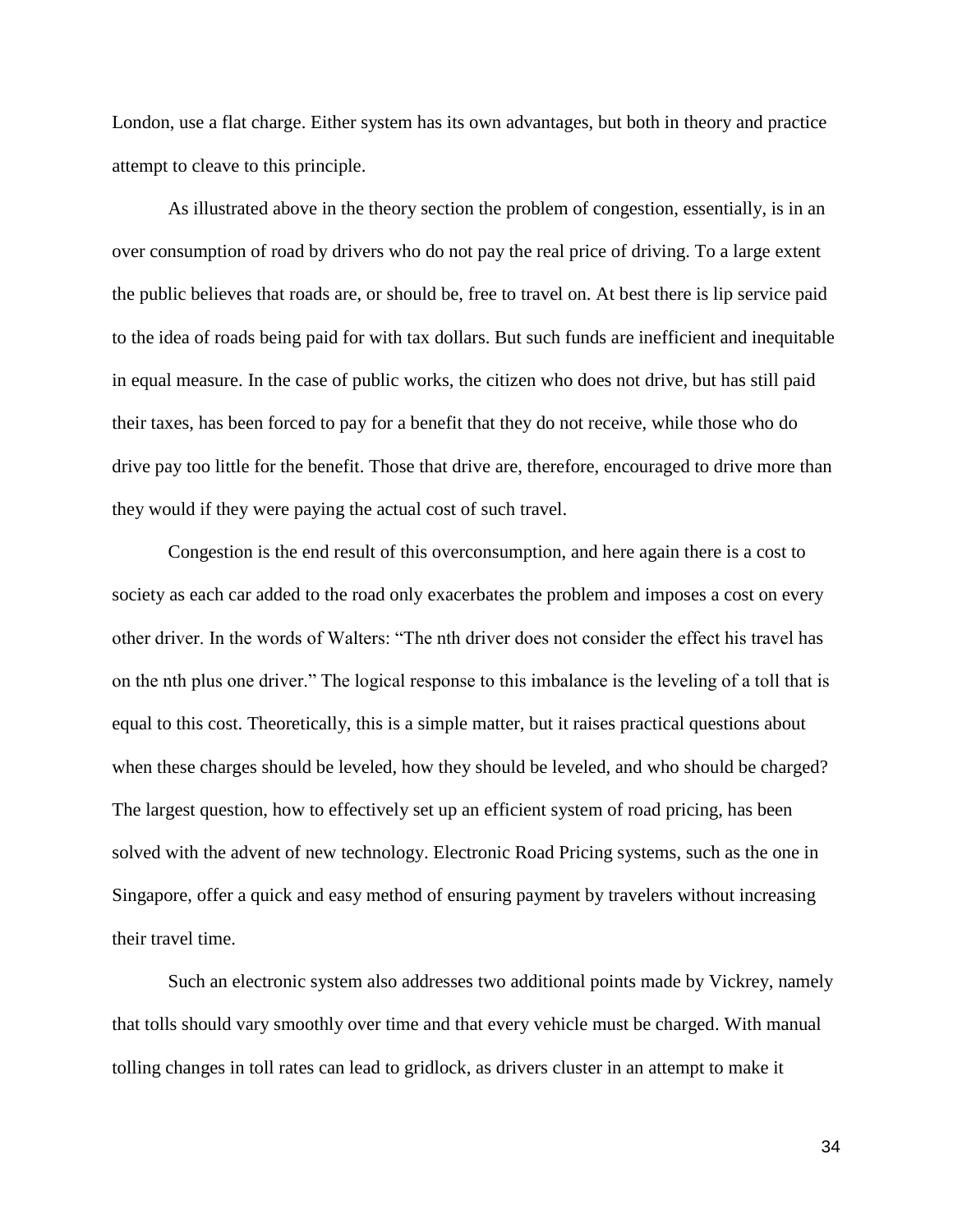London, use a flat charge. Either system has its own advantages, but both in theory and practice attempt to cleave to this principle.

As illustrated above in the theory section the problem of congestion, essentially, is in an over consumption of road by drivers who do not pay the real price of driving. To a large extent the public believes that roads are, or should be, free to travel on. At best there is lip service paid to the idea of roads being paid for with tax dollars. But such funds are inefficient and inequitable in equal measure. In the case of public works, the citizen who does not drive, but has still paid their taxes, has been forced to pay for a benefit that they do not receive, while those who do drive pay too little for the benefit. Those that drive are, therefore, encouraged to drive more than they would if they were paying the actual cost of such travel.

Congestion is the end result of this overconsumption, and here again there is a cost to society as each car added to the road only exacerbates the problem and imposes a cost on every other driver. In the words of Walters: "The nth driver does not consider the effect his travel has on the nth plus one driver." The logical response to this imbalance is the leveling of a toll that is equal to this cost. Theoretically, this is a simple matter, but it raises practical questions about when these charges should be leveled, how they should be leveled, and who should be charged? The largest question, how to effectively set up an efficient system of road pricing, has been solved with the advent of new technology. Electronic Road Pricing systems, such as the one in Singapore, offer a quick and easy method of ensuring payment by travelers without increasing their travel time.

Such an electronic system also addresses two additional points made by Vickrey, namely that tolls should vary smoothly over time and that every vehicle must be charged. With manual tolling changes in toll rates can lead to gridlock, as drivers cluster in an attempt to make it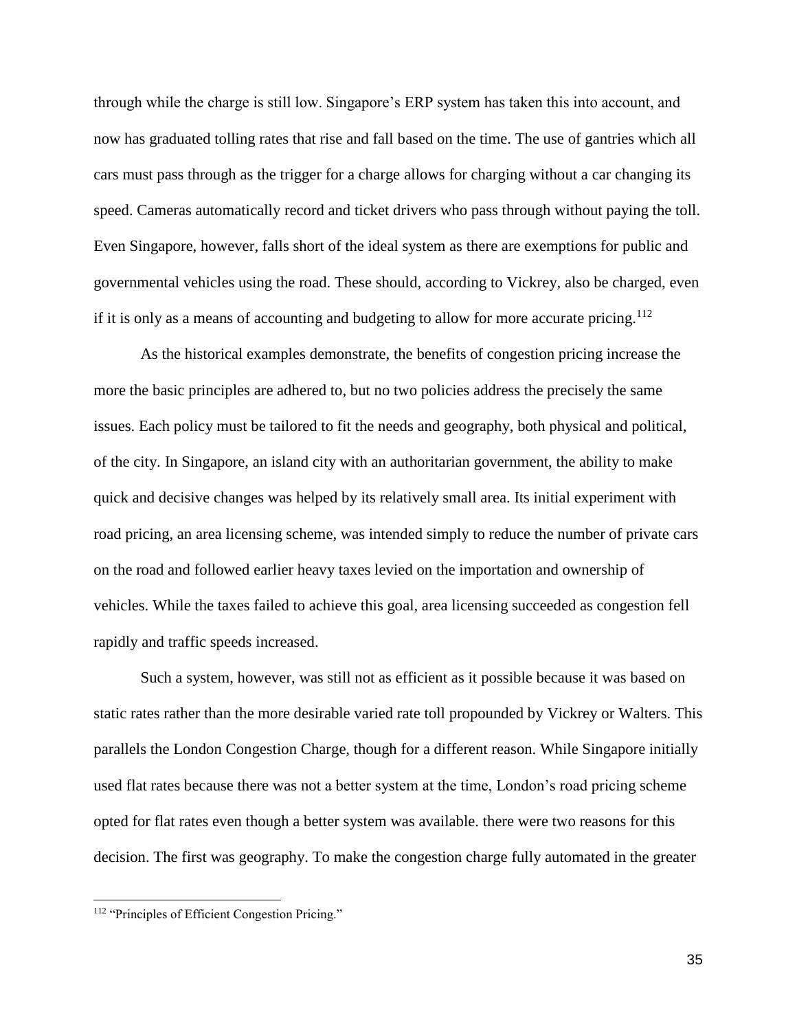through while the charge is still low. Singapore's ERP system has taken this into account, and now has graduated tolling rates that rise and fall based on the time. The use of gantries which all cars must pass through as the trigger for a charge allows for charging without a car changing its speed. Cameras automatically record and ticket drivers who pass through without paying the toll. Even Singapore, however, falls short of the ideal system as there are exemptions for public and governmental vehicles using the road. These should, according to Vickrey, also be charged, even if it is only as a means of accounting and budgeting to allow for more accurate pricing.[112]

As the historical examples demonstrate, the benefits of congestion pricing increase the more the basic principles are adhered to, but no two policies address the precisely the same issues. Each policy must be tailored to fit the needs and geography, both physical and political, of the city. In Singapore, an island city with an authoritarian government, the ability to make quick and decisive changes was helped by its relatively small area. Its initial experiment with road pricing, an area licensing scheme, was intended simply to reduce the number of private cars on the road and followed earlier heavy taxes levied on the importation and ownership of vehicles. While the taxes failed to achieve this goal, area licensing succeeded as congestion fell rapidly and traffic speeds increased.

Such a system, however, was still not as efficient as it possible because it was based on static rates rather than the more desirable varied rate toll propounded by Vickrey or Walters. This parallels the London Congestion Charge, though for a different reason. While Singapore initially used flat rates because there was not a better system at the time, London's road pricing scheme opted for flat rates even though a better system was available. there were two reasons for this decision. The first was geography. To make the congestion charge fully automated in the greater

---

[112] "Principles of Efficient Congestion Pricing."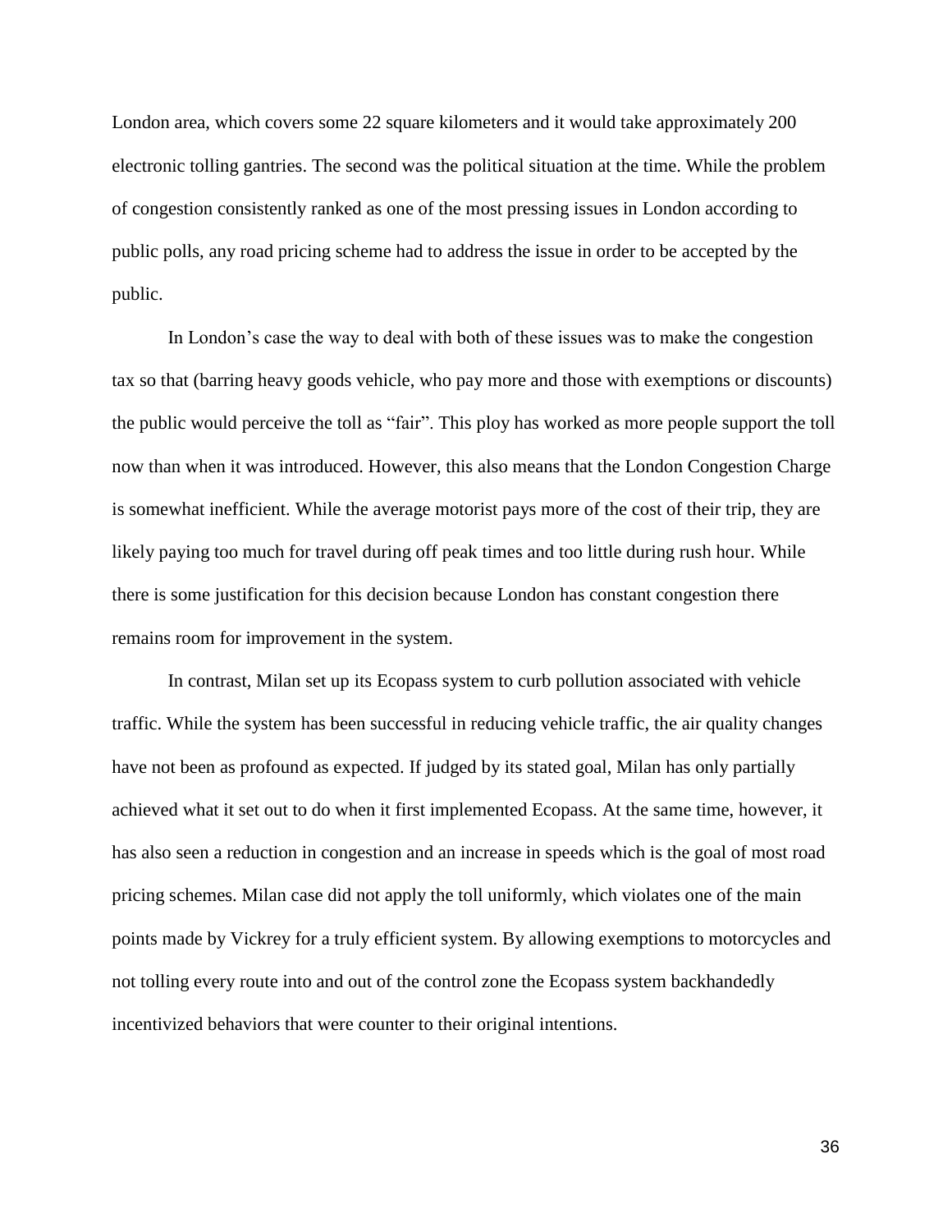London area, which covers some 22 square kilometers and it would take approximately 200 electronic tolling gantries. The second was the political situation at the time. While the problem of congestion consistently ranked as one of the most pressing issues in London according to public polls, any road pricing scheme had to address the issue in order to be accepted by the public.

In London's case the way to deal with both of these issues was to make the congestion tax so that (barring heavy goods vehicle, who pay more and those with exemptions or discounts) the public would perceive the toll as "fair". This ploy has worked as more people support the toll now than when it was introduced. However, this also means that the London Congestion Charge is somewhat inefficient. While the average motorist pays more of the cost of their trip, they are likely paying too much for travel during off peak times and too little during rush hour. While there is some justification for this decision because London has constant congestion there remains room for improvement in the system.

In contrast, Milan set up its Ecopass system to curb pollution associated with vehicle traffic. While the system has been successful in reducing vehicle traffic, the air quality changes have not been as profound as expected. If judged by its stated goal, Milan has only partially achieved what it set out to do when it first implemented Ecopass. At the same time, however, it has also seen a reduction in congestion and an increase in speeds which is the goal of most road pricing schemes. Milan case did not apply the toll uniformly, which violates one of the main points made by Vickrey for a truly efficient system. By allowing exemptions to motorcycles and not tolling every route into and out of the control zone the Ecopass system backhandedly incentivized behaviors that were counter to their original intentions.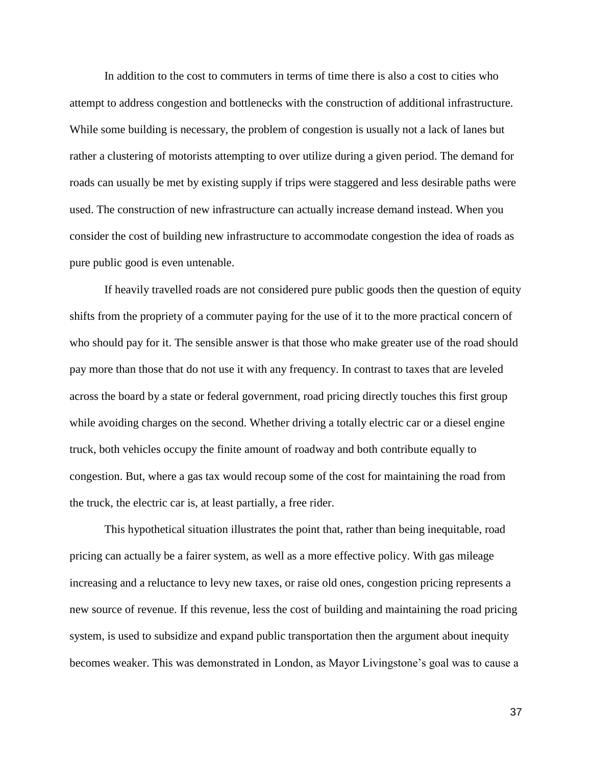In addition to the cost to commuters in terms of time there is also a cost to cities who attempt to address congestion and bottlenecks with the construction of additional infrastructure. While some building is necessary, the problem of congestion is usually not a lack of lanes but rather a clustering of motorists attempting to over utilize during a given period. The demand for roads can usually be met by existing supply if trips were staggered and less desirable paths were used. The construction of new infrastructure can actually increase demand instead. When you consider the cost of building new infrastructure to accommodate congestion the idea of roads as pure public good is even untenable.

If heavily travelled roads are not considered pure public goods then the question of equity shifts from the propriety of a commuter paying for the use of it to the more practical concern of who should pay for it. The sensible answer is that those who make greater use of the road should pay more than those that do not use it with any frequency. In contrast to taxes that are leveled across the board by a state or federal government, road pricing directly touches this first group while avoiding charges on the second. Whether driving a totally electric car or a diesel engine truck, both vehicles occupy the finite amount of roadway and both contribute equally to congestion. But, where a gas tax would recoup some of the cost for maintaining the road from the truck, the electric car is, at least partially, a free rider.

This hypothetical situation illustrates the point that, rather than being inequitable, road pricing can actually be a fairer system, as well as a more effective policy. With gas mileage increasing and a reluctance to levy new taxes, or raise old ones, congestion pricing represents a new source of revenue. If this revenue, less the cost of building and maintaining the road pricing system, is used to subsidize and expand public transportation then the argument about inequity becomes weaker. This was demonstrated in London, as Mayor Livingstone's goal was to cause a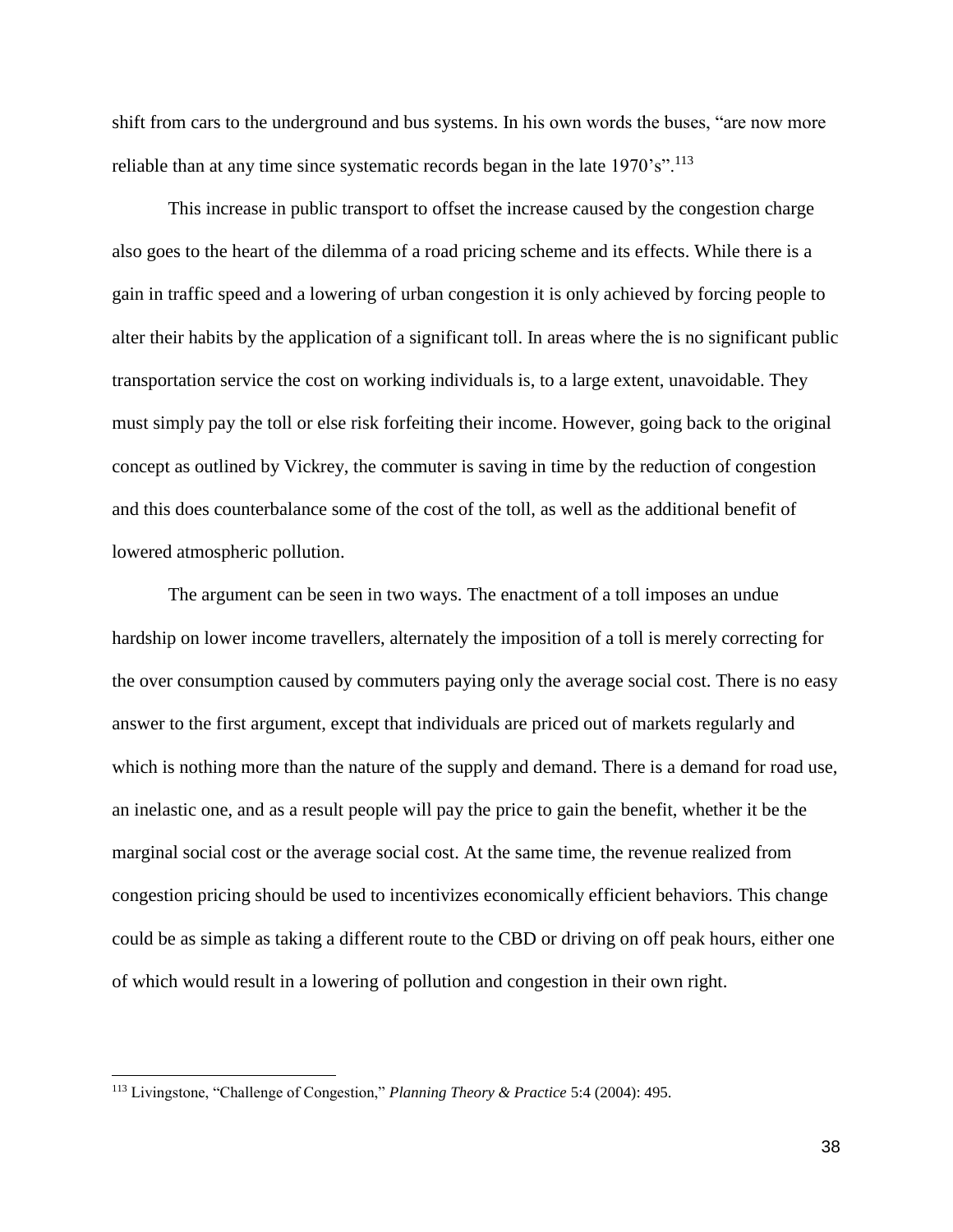shift from cars to the underground and bus systems. In his own words the buses, "are now more reliable than at any time since systematic records began in the late 1970's".[113]

This increase in public transport to offset the increase caused by the congestion charge also goes to the heart of the dilemma of a road pricing scheme and its effects. While there is a gain in traffic speed and a lowering of urban congestion it is only achieved by forcing people to alter their habits by the application of a significant toll. In areas where the is no significant public transportation service the cost on working individuals is, to a large extent, unavoidable. They must simply pay the toll or else risk forfeiting their income. However, going back to the original concept as outlined by Vickrey, the commuter is saving in time by the reduction of congestion and this does counterbalance some of the cost of the toll, as well as the additional benefit of lowered atmospheric pollution.

The argument can be seen in two ways. The enactment of a toll imposes an undue hardship on lower income travellers, alternately the imposition of a toll is merely correcting for the over consumption caused by commuters paying only the average social cost. There is no easy answer to the first argument, except that individuals are priced out of markets regularly and which is nothing more than the nature of the supply and demand. There is a demand for road use, an inelastic one, and as a result people will pay the price to gain the benefit, whether it be the marginal social cost or the average social cost. At the same time, the revenue realized from congestion pricing should be used to incentivizes economically efficient behaviors. This change could be as simple as taking a different route to the CBD or driving on off peak hours, either one of which would result in a lowering of pollution and congestion in their own right.

---

[113] Livingstone, "Challenge of Congestion," *Planning Theory & Practice* 5:4 (2004): 495.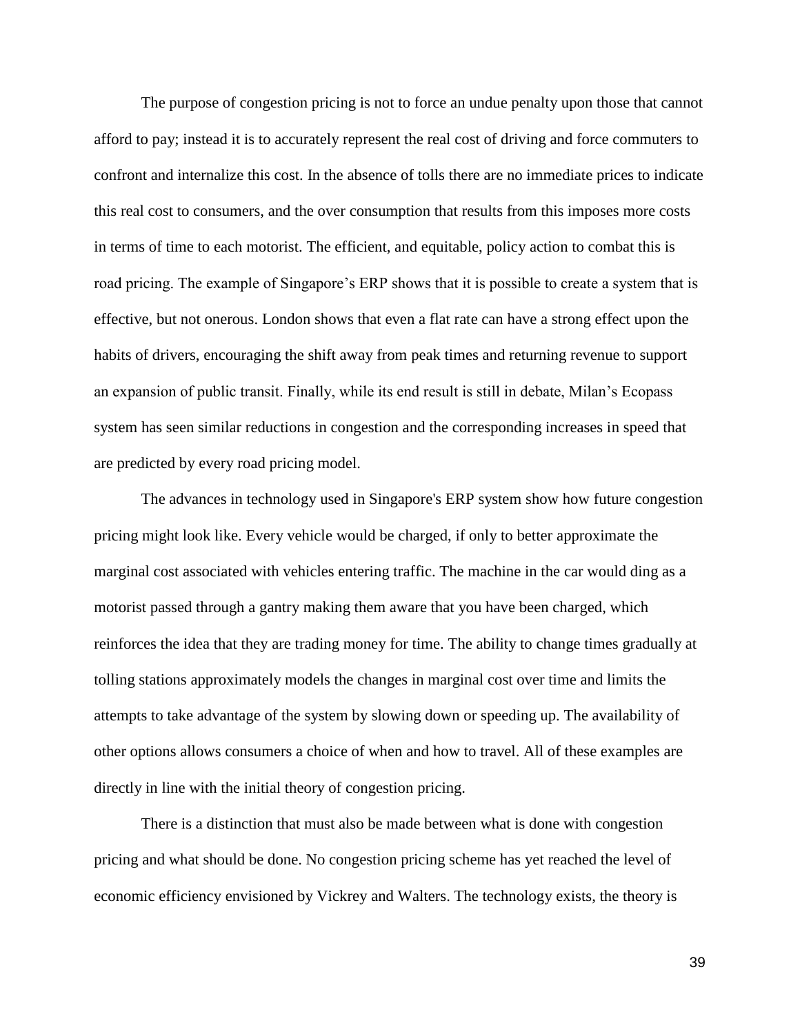The purpose of congestion pricing is not to force an undue penalty upon those that cannot afford to pay; instead it is to accurately represent the real cost of driving and force commuters to confront and internalize this cost. In the absence of tolls there are no immediate prices to indicate this real cost to consumers, and the over consumption that results from this imposes more costs in terms of time to each motorist. The efficient, and equitable, policy action to combat this is road pricing. The example of Singapore's ERP shows that it is possible to create a system that is effective, but not onerous. London shows that even a flat rate can have a strong effect upon the habits of drivers, encouraging the shift away from peak times and returning revenue to support an expansion of public transit. Finally, while its end result is still in debate, Milan's Ecopass system has seen similar reductions in congestion and the corresponding increases in speed that are predicted by every road pricing model.

The advances in technology used in Singapore's ERP system show how future congestion pricing might look like. Every vehicle would be charged, if only to better approximate the marginal cost associated with vehicles entering traffic. The machine in the car would ding as a motorist passed through a gantry making them aware that you have been charged, which reinforces the idea that they are trading money for time. The ability to change times gradually at tolling stations approximately models the changes in marginal cost over time and limits the attempts to take advantage of the system by slowing down or speeding up. The availability of other options allows consumers a choice of when and how to travel. All of these examples are directly in line with the initial theory of congestion pricing.

There is a distinction that must also be made between what is done with congestion pricing and what should be done. No congestion pricing scheme has yet reached the level of economic efficiency envisioned by Vickrey and Walters. The technology exists, the theory is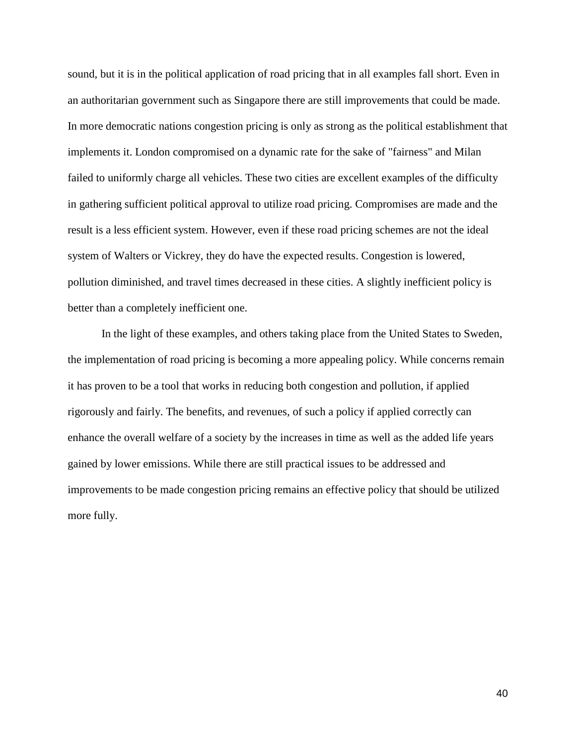sound, but it is in the political application of road pricing that in all examples fall short. Even in an authoritarian government such as Singapore there are still improvements that could be made. In more democratic nations congestion pricing is only as strong as the political establishment that implements it. London compromised on a dynamic rate for the sake of "fairness" and Milan failed to uniformly charge all vehicles. These two cities are excellent examples of the difficulty in gathering sufficient political approval to utilize road pricing. Compromises are made and the result is a less efficient system. However, even if these road pricing schemes are not the ideal system of Walters or Vickrey, they do have the expected results. Congestion is lowered, pollution diminished, and travel times decreased in these cities. A slightly inefficient policy is better than a completely inefficient one.

In the light of these examples, and others taking place from the United States to Sweden, the implementation of road pricing is becoming a more appealing policy. While concerns remain it has proven to be a tool that works in reducing both congestion and pollution, if applied rigorously and fairly. The benefits, and revenues, of such a policy if applied correctly can enhance the overall welfare of a society by the increases in time as well as the added life years gained by lower emissions. While there are still practical issues to be addressed and improvements to be made congestion pricing remains an effective policy that should be utilized more fully.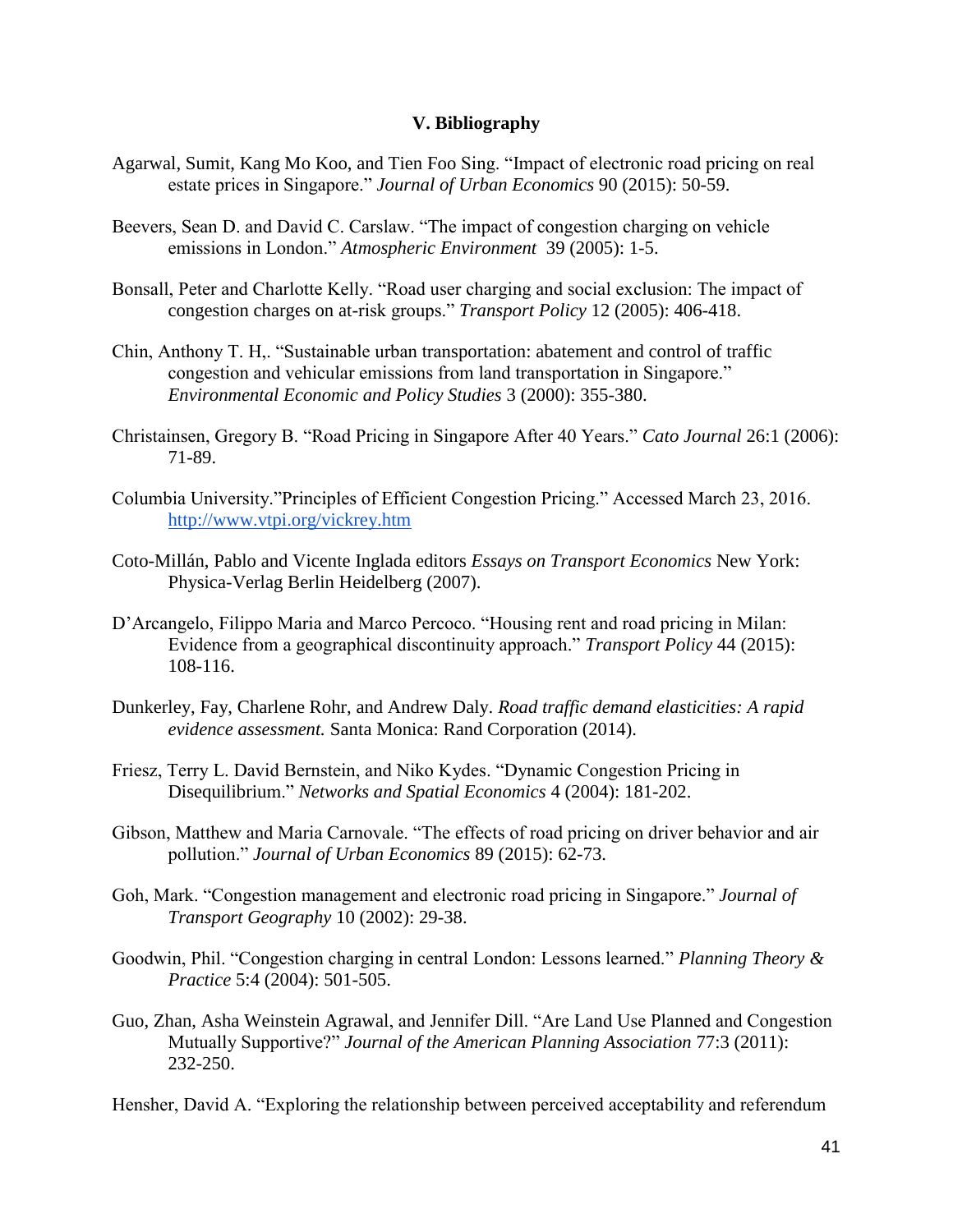### V. Bibliography

Agarwal, Sumit, Kang Mo Koo, and Tien Foo Sing. "Impact of electronic road pricing on real estate prices in Singapore." *Journal of Urban Economics* 90 (2015): 50-59.

Beevers, Sean D. and David C. Carslaw. "The impact of congestion charging on vehicle emissions in London." *Atmospheric Environment* 39 (2005): 1-5.

Bonsall, Peter and Charlotte Kelly. "Road user charging and social exclusion: The impact of congestion charges on at-risk groups." *Transport Policy* 12 (2005): 406-418.

Chin, Anthony T. H,. "Sustainable urban transportation: abatement and control of traffic congestion and vehicular emissions from land transportation in Singapore." *Environmental Economic and Policy Studies* 3 (2000): 355-380.

Christainsen, Gregory B. "Road Pricing in Singapore After 40 Years." *Cato Journal* 26:1 (2006): 71-89.

Columbia University."Principles of Efficient Congestion Pricing." Accessed March 23, 2016. http://www.vtpi.org/vickrey.htm

Coto-Millán, Pablo and Vicente Inglada editors *Essays on Transport Economics* New York: Physica-Verlag Berlin Heidelberg (2007).

D'Arcangelo, Filippo Maria and Marco Percoco. "Housing rent and road pricing in Milan: Evidence from a geographical discontinuity approach." *Transport Policy* 44 (2015): 108-116.

Dunkerley, Fay, Charlene Rohr, and Andrew Daly. *Road traffic demand elasticities: A rapid evidence assessment.* Santa Monica: Rand Corporation (2014).

Friesz, Terry L. David Bernstein, and Niko Kydes. "Dynamic Congestion Pricing in Disequilibrium." *Networks and Spatial Economics* 4 (2004): 181-202.

Gibson, Matthew and Maria Carnovale. "The effects of road pricing on driver behavior and air pollution." *Journal of Urban Economics* 89 (2015): 62-73.

Goh, Mark. "Congestion management and electronic road pricing in Singapore." *Journal of Transport Geography* 10 (2002): 29-38.

Goodwin, Phil. "Congestion charging in central London: Lessons learned." *Planning Theory & Practice* 5:4 (2004): 501-505.

Guo, Zhan, Asha Weinstein Agrawal, and Jennifer Dill. "Are Land Use Planned and Congestion Mutually Supportive?" *Journal of the American Planning Association* 77:3 (2011): 232-250.

Hensher, David A. "Exploring the relationship between perceived acceptability and referendum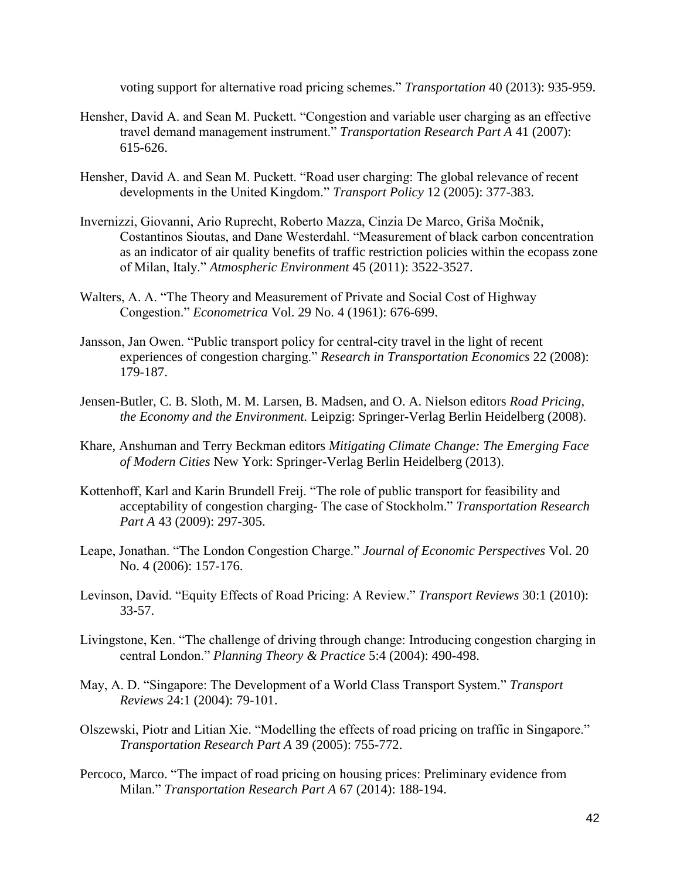voting support for alternative road pricing schemes." *Transportation* 40 (2013): 935-959.

Hensher, David A. and Sean M. Puckett. "Congestion and variable user charging as an effective travel demand management instrument." *Transportation Research Part A* 41 (2007): 615-626.

Hensher, David A. and Sean M. Puckett. "Road user charging: The global relevance of recent developments in the United Kingdom." *Transport Policy* 12 (2005): 377-383.

Invernizzi, Giovanni, Ario Ruprecht, Roberto Mazza, Cinzia De Marco, Griša Močnik, Costantinos Sioutas, and Dane Westerdahl. "Measurement of black carbon concentration as an indicator of air quality benefits of traffic restriction policies within the ecopass zone of Milan, Italy." *Atmospheric Environment* 45 (2011): 3522-3527.

Walters, A. A. "The Theory and Measurement of Private and Social Cost of Highway Congestion." *Econometrica* Vol. 29 No. 4 (1961): 676-699.

Jansson, Jan Owen. "Public transport policy for central-city travel in the light of recent experiences of congestion charging." *Research in Transportation Economics* 22 (2008): 179-187.

Jensen-Butler, C. B. Sloth, M. M. Larsen, B. Madsen, and O. A. Nielson editors *Road Pricing, the Economy and the Environment.* Leipzig: Springer-Verlag Berlin Heidelberg (2008).

Khare, Anshuman and Terry Beckman editors *Mitigating Climate Change: The Emerging Face of Modern Cities* New York: Springer-Verlag Berlin Heidelberg (2013).

Kottenhoff, Karl and Karin Brundell Freij. "The role of public transport for feasibility and acceptability of congestion charging- The case of Stockholm." *Transportation Research Part A* 43 (2009): 297-305.

Leape, Jonathan. "The London Congestion Charge." *Journal of Economic Perspectives* Vol. 20 No. 4 (2006): 157-176.

Levinson, David. "Equity Effects of Road Pricing: A Review." *Transport Reviews* 30:1 (2010): 33-57.

Livingstone, Ken. "The challenge of driving through change: Introducing congestion charging in central London." *Planning Theory & Practice* 5:4 (2004): 490-498.

May, A. D. "Singapore: The Development of a World Class Transport System." *Transport Reviews* 24:1 (2004): 79-101.

Olszewski, Piotr and Litian Xie. "Modelling the effects of road pricing on traffic in Singapore." *Transportation Research Part A* 39 (2005): 755-772.

Percoco, Marco. "The impact of road pricing on housing prices: Preliminary evidence from Milan." *Transportation Research Part A* 67 (2014): 188-194.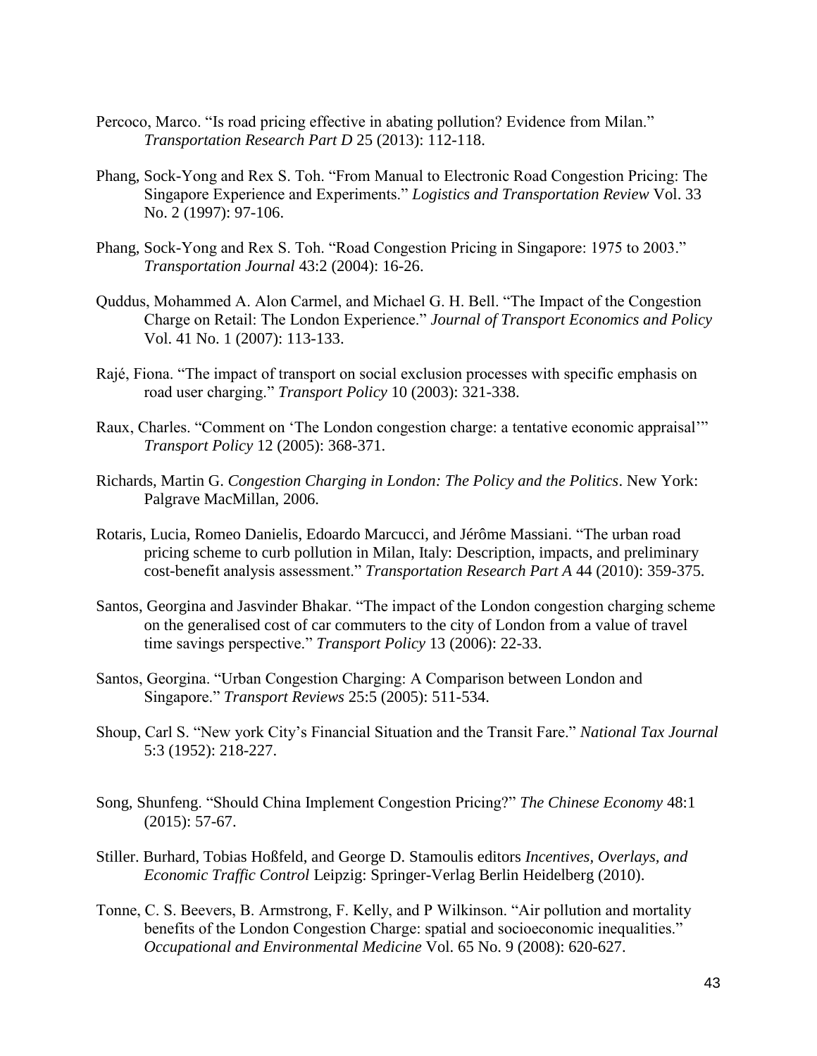Percoco, Marco. "Is road pricing effective in abating pollution? Evidence from Milan." *Transportation Research Part D* 25 (2013): 112-118.

Phang, Sock-Yong and Rex S. Toh. "From Manual to Electronic Road Congestion Pricing: The Singapore Experience and Experiments." *Logistics and Transportation Review* Vol. 33 No. 2 (1997): 97-106.

Phang, Sock-Yong and Rex S. Toh. "Road Congestion Pricing in Singapore: 1975 to 2003." *Transportation Journal* 43:2 (2004): 16-26.

Quddus, Mohammed A. Alon Carmel, and Michael G. H. Bell. "The Impact of the Congestion Charge on Retail: The London Experience." *Journal of Transport Economics and Policy* Vol. 41 No. 1 (2007): 113-133.

Rajé, Fiona. "The impact of transport on social exclusion processes with specific emphasis on road user charging." *Transport Policy* 10 (2003): 321-338.

Raux, Charles. "Comment on 'The London congestion charge: a tentative economic appraisal'" *Transport Policy* 12 (2005): 368-371.

Richards, Martin G. *Congestion Charging in London: The Policy and the Politics*. New York: Palgrave MacMillan, 2006.

Rotaris, Lucia, Romeo Danielis, Edoardo Marcucci, and Jérôme Massiani. "The urban road pricing scheme to curb pollution in Milan, Italy: Description, impacts, and preliminary cost-benefit analysis assessment." *Transportation Research Part A* 44 (2010): 359-375.

Santos, Georgina and Jasvinder Bhakar. "The impact of the London congestion charging scheme on the generalised cost of car commuters to the city of London from a value of travel time savings perspective." *Transport Policy* 13 (2006): 22-33.

Santos, Georgina. "Urban Congestion Charging: A Comparison between London and Singapore." *Transport Reviews* 25:5 (2005): 511-534.

Shoup, Carl S. "New york City's Financial Situation and the Transit Fare." *National Tax Journal* 5:3 (1952): 218-227.

Song, Shunfeng. "Should China Implement Congestion Pricing?" *The Chinese Economy* 48:1 (2015): 57-67.

Stiller. Burhard, Tobias Hoßfeld, and George D. Stamoulis editors *Incentives, Overlays, and Economic Traffic Control* Leipzig: Springer-Verlag Berlin Heidelberg (2010).

Tonne, C. S. Beevers, B. Armstrong, F. Kelly, and P Wilkinson. "Air pollution and mortality benefits of the London Congestion Charge: spatial and socioeconomic inequalities." *Occupational and Environmental Medicine* Vol. 65 No. 9 (2008): 620-627.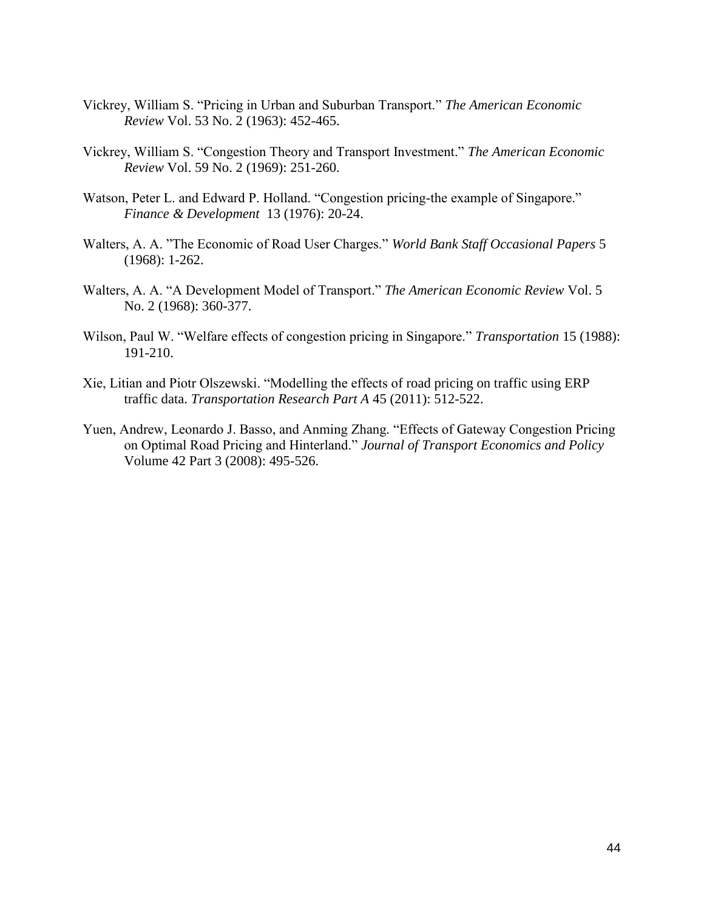Vickrey, William S. "Pricing in Urban and Suburban Transport." *The American Economic Review* Vol. 53 No. 2 (1963): 452-465.

Vickrey, William S. "Congestion Theory and Transport Investment." *The American Economic Review* Vol. 59 No. 2 (1969): 251-260.

Watson, Peter L. and Edward P. Holland. "Congestion pricing-the example of Singapore." *Finance & Development* 13 (1976): 20-24.

Walters, A. A. "The Economic of Road User Charges." *World Bank Staff Occasional Papers* 5 (1968): 1-262.

Walters, A. A. "A Development Model of Transport." *The American Economic Review* Vol. 5 No. 2 (1968): 360-377.

Wilson, Paul W. "Welfare effects of congestion pricing in Singapore." *Transportation* 15 (1988): 191-210.

Xie, Litian and Piotr Olszewski. "Modelling the effects of road pricing on traffic using ERP traffic data. *Transportation Research Part A* 45 (2011): 512-522.

Yuen, Andrew, Leonardo J. Basso, and Anming Zhang. "Effects of Gateway Congestion Pricing on Optimal Road Pricing and Hinterland." *Journal of Transport Economics and Policy* Volume 42 Part 3 (2008): 495-526.